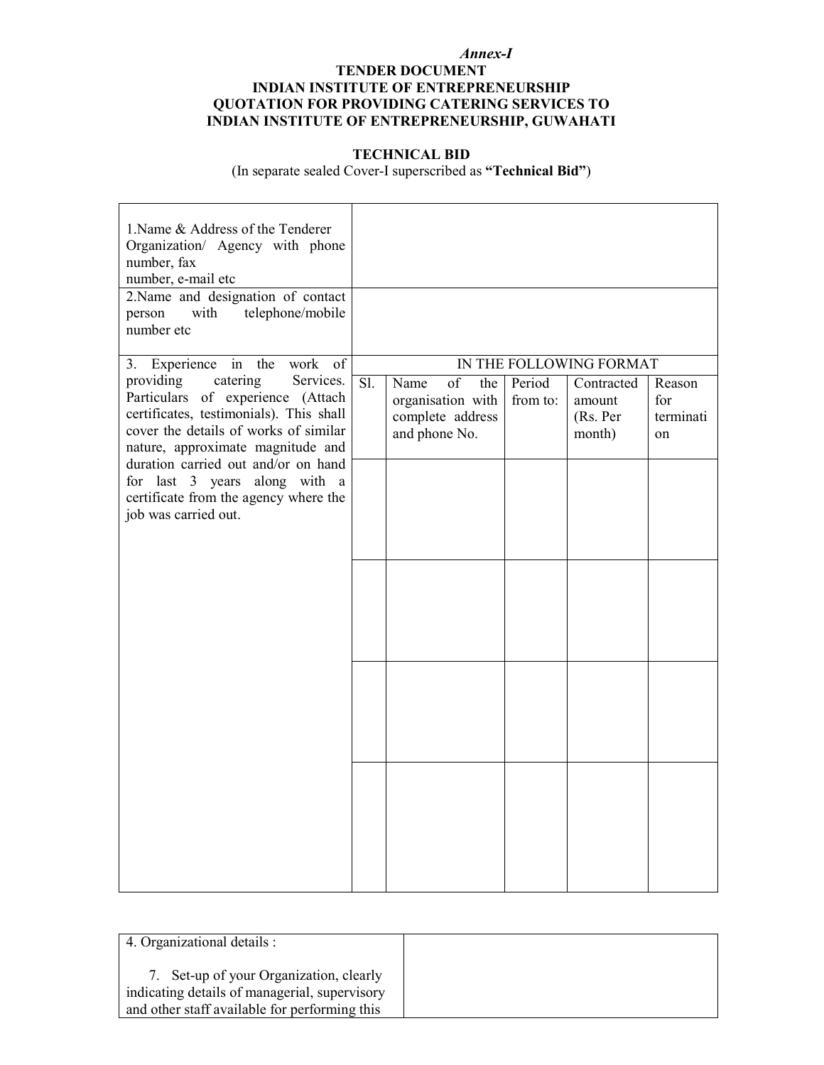*Annex-I*

**TENDER DOCUMENT**
**INDIAN INSTITUTE OF ENTREPRENEURSHIP**
**QUOTATION FOR PROVIDING CATERING SERVICES TO INDIAN INSTITUTE OF ENTREPRENEURSHIP, GUWAHATI**

**TECHNICAL BID**

(In separate sealed Cover-I superscribed as **"Technical Bid"**)

| | | | | | |
|---|---|---|---|---|---|
| 1.Name & Address of the Tenderer Organization/ Agency with phone number, fax number, e-mail etc | | | | | |
| 2.Name and designation of contact person with telephone/mobile number etc | | | | | |
| 3. Experience in the work of providing catering Services. Particulars of experience (Attach certificates, testimonials). This shall cover the details of works of similar nature, approximate magnitude and duration carried out and/or on hand for last 3 years along with a certificate from the agency where the job was carried out. | IN THE FOLLOWING FORMAT | | | | |
| | Sl. | Name of the organisation with complete address and phone No. | Period from to: | Contracted amount (Rs. Per month) | Reason for termination |
| | | | | | |
| | | | | | |
| | | | | | |
| | | | | | |

| | |
|---|---|
| 4. Organizational details :<br><br>7. Set-up of your Organization, clearly indicating details of managerial, supervisory and other staff available for performing this | |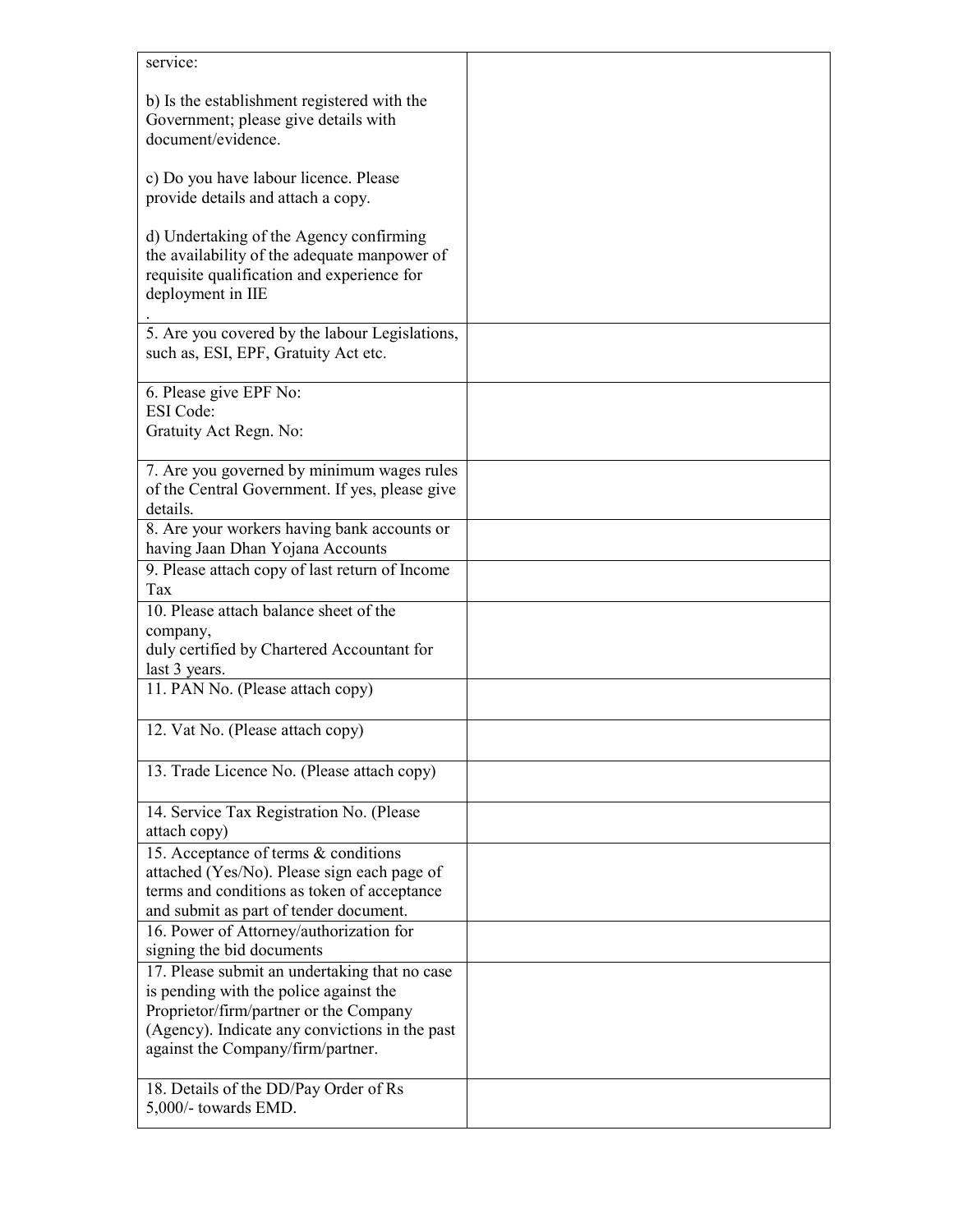| | |
|---|---|
| service:<br><br>b) Is the establishment registered with the Government; please give details with document/evidence.<br><br>c) Do you have labour licence. Please provide details and attach a copy.<br><br>d) Undertaking of the Agency confirming the availability of the adequate manpower of requisite qualification and experience for deployment in IIE<br>. | |
| 5. Are you covered by the labour Legislations, such as, ESI, EPF, Gratuity Act etc. | |
| 6. Please give EPF No:<br>ESI Code:<br>Gratuity Act Regn. No: | |
| 7. Are you governed by minimum wages rules of the Central Government. If yes, please give details. | |
| 8. Are your workers having bank accounts or having Jaan Dhan Yojana Accounts | |
| 9. Please attach copy of last return of Income Tax | |
| 10. Please attach balance sheet of the company,<br>duly certified by Chartered Accountant for last 3 years. | |
| 11. PAN No. (Please attach copy) | |
| 12. Vat No. (Please attach copy) | |
| 13. Trade Licence No. (Please attach copy) | |
| 14. Service Tax Registration No. (Please attach copy) | |
| 15. Acceptance of terms & conditions attached (Yes/No). Please sign each page of terms and conditions as token of acceptance and submit as part of tender document. | |
| 16. Power of Attorney/authorization for signing the bid documents | |
| 17. Please submit an undertaking that no case is pending with the police against the Proprietor/firm/partner or the Company (Agency). Indicate any convictions in the past against the Company/firm/partner. | |
| 18. Details of the DD/Pay Order of Rs 5,000/- towards EMD. | |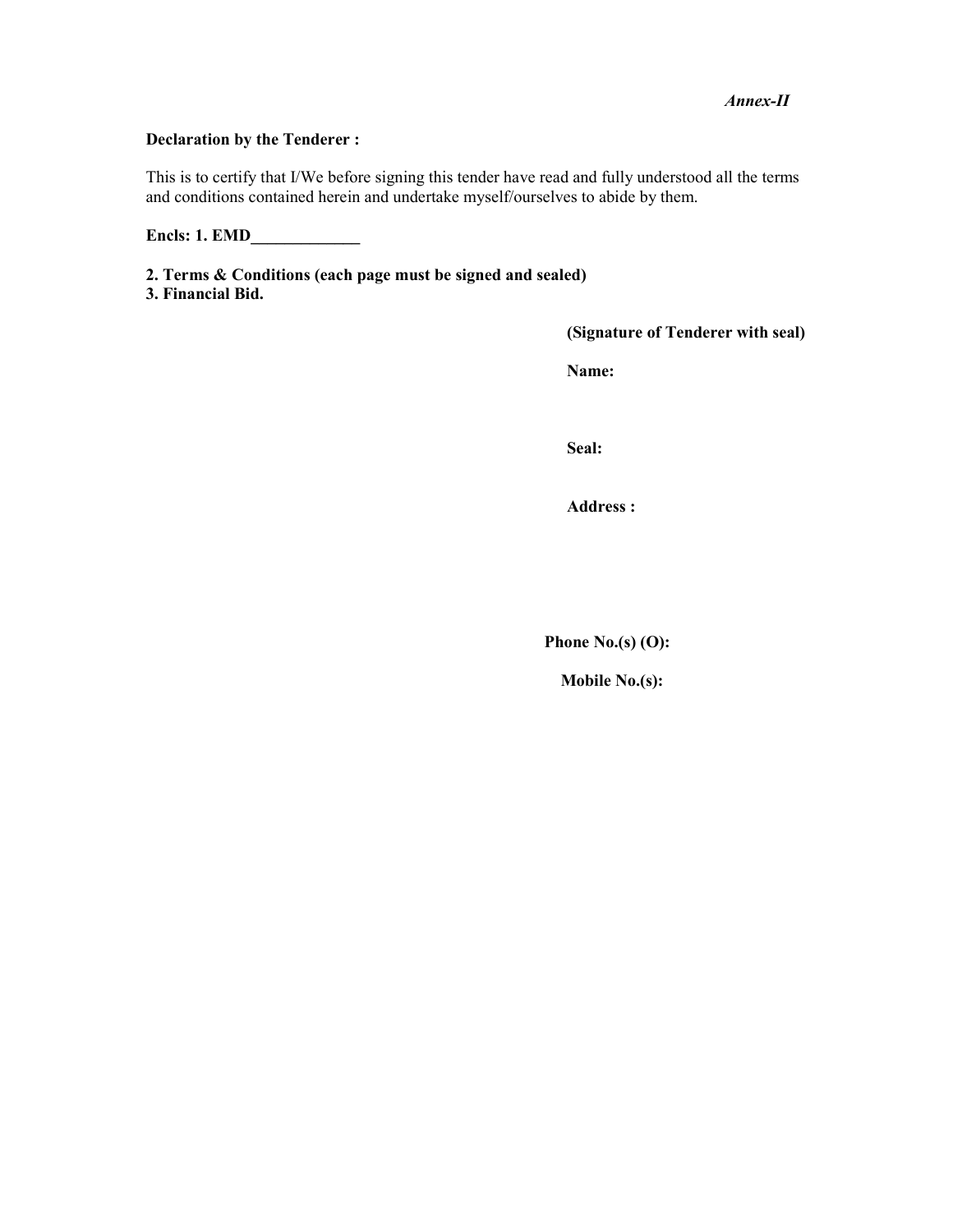*Annex-II*

**Declaration by the Tenderer :**

This is to certify that I/We before signing this tender have read and fully understood all the terms and conditions contained herein and undertake myself/ourselves to abide by them.

**Encls: 1. EMD_____________**

**2. Terms & Conditions (each page must be signed and sealed)**
**3. Financial Bid.**

**(Signature of Tenderer with seal)**

**Name:**

**Seal:**

**Address :**

**Phone No.(s) (O):**

**Mobile No.(s):**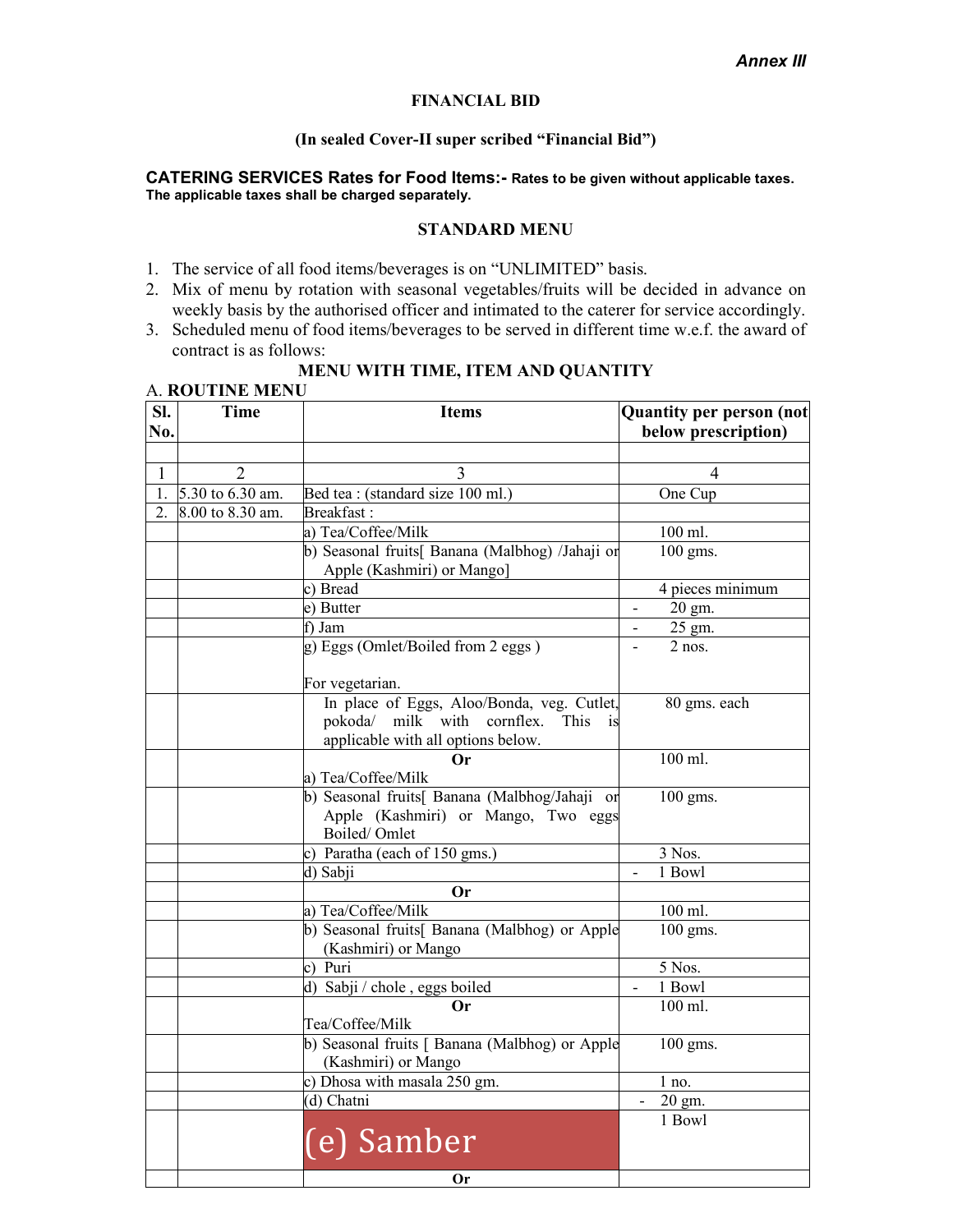*Annex III*

**FINANCIAL BID**

**(In sealed Cover-II super scribed "Financial Bid")**

**CATERING SERVICES Rates for Food Items:- Rates to be given without applicable taxes. The applicable taxes shall be charged separately.**

**STANDARD MENU**

1. The service of all food items/beverages is on "UNLIMITED" basis.
2. Mix of menu by rotation with seasonal vegetables/fruits will be decided in advance on weekly basis by the authorised officer and intimated to the caterer for service accordingly.
3. Scheduled menu of food items/beverages to be served in different time w.e.f. the award of contract is as follows:

**MENU WITH TIME, ITEM AND QUANTITY**

A. **ROUTINE MENU**

| Sl. No. | Time | Items | Quantity per person (not below prescription) |
|---|---|---|---|
| | | | |
| 1 | 2 | 3 | 4 |
| 1. | 5.30 to 6.30 am. | Bed tea : (standard size 100 ml.) | One Cup |
| 2. | 8.00 to 8.30 am. | Breakfast : | |
| | | a) Tea/Coffee/Milk | 100 ml. |
| | | b) Seasonal fruits[ Banana (Malbhog) /Jahaji or Apple (Kashmiri) or Mango] | 100 gms. |
| | | c) Bread | 4 pieces minimum |
| | | e) Butter | - 20 gm. |
| | | f) Jam | - 25 gm. |
| | | g) Eggs (Omlet/Boiled from 2 eggs ) For vegetarian. | - 2 nos. |
| | | In place of Eggs, Aloo/Bonda, veg. Cutlet, pokoda/ milk with cornflex. This is applicable with all options below. | 80 gms. each |
| | | **Or** a) Tea/Coffee/Milk | 100 ml. |
| | | b) Seasonal fruits[ Banana (Malbhog/Jahaji or Apple (Kashmiri) or Mango, Two eggs Boiled/ Omlet | 100 gms. |
| | | c) Paratha (each of 150 gms.) | 3 Nos. |
| | | d) Sabji | - 1 Bowl |
| | | **Or** | |
| | | a) Tea/Coffee/Milk | 100 ml. |
| | | b) Seasonal fruits[ Banana (Malbhog) or Apple (Kashmiri) or Mango | 100 gms. |
| | | c) Puri | 5 Nos. |
| | | d) Sabji / chole , eggs boiled | - 1 Bowl |
| | | **Or** Tea/Coffee/Milk | 100 ml. |
| | | b) Seasonal fruits [ Banana (Malbhog) or Apple (Kashmiri) or Mango | 100 gms. |
| | | c) Dhosa with masala 250 gm. | 1 no. |
| | | (d) Chatni | - 20 gm. |
| | | (e) Samber | 1 Bowl |
| | | **Or** | |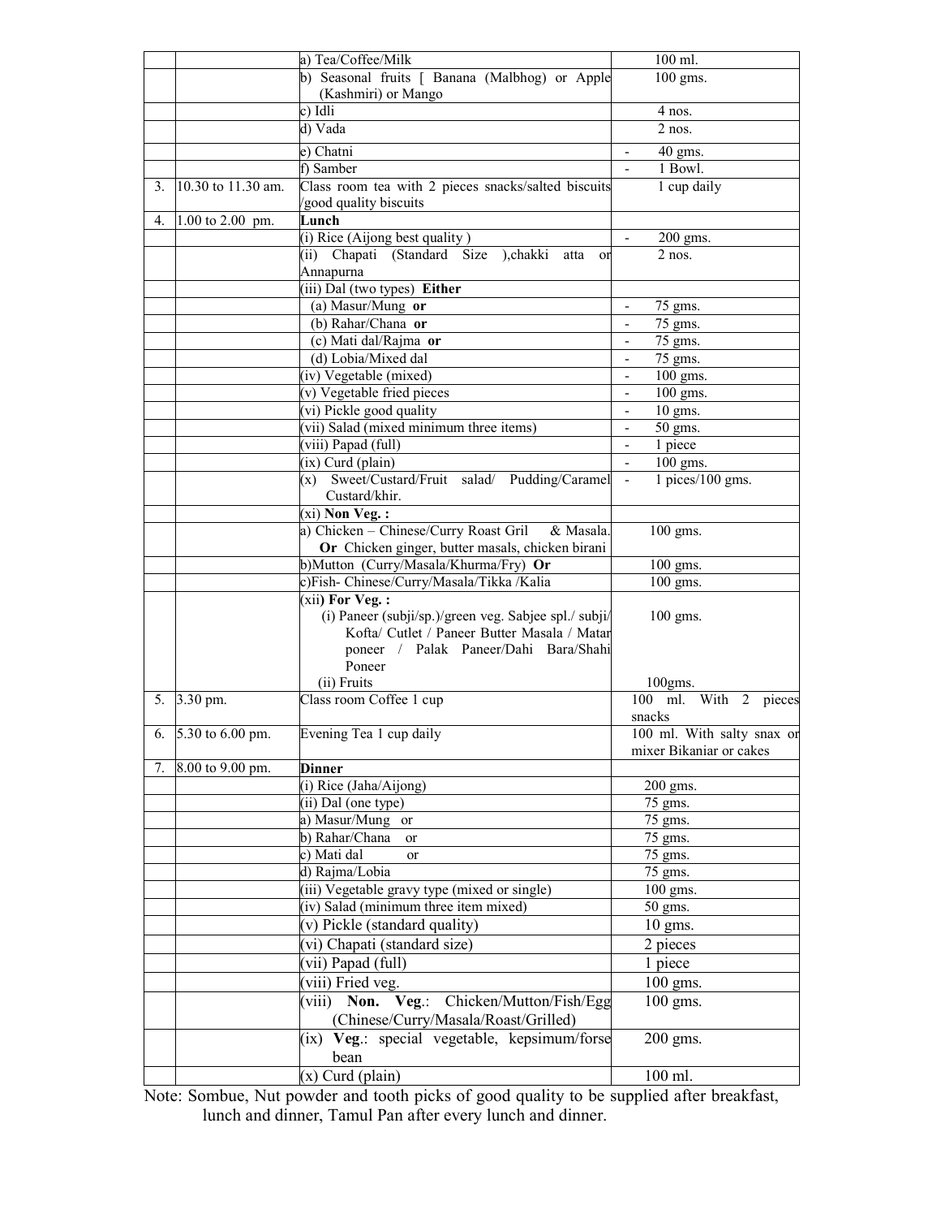| | | | |
|---|---|---|---|
| | | a) Tea/Coffee/Milk | 100 ml. |
| | | b) Seasonal fruits [ Banana (Malbhog) or Apple (Kashmiri) or Mango | 100 gms. |
| | | c) Idli | 4 nos. |
| | | d) Vada | 2 nos. |
| | | e) Chatni | - 40 gms. |
| | | f) Samber | - 1 Bowl. |
| 3. | 10.30 to 11.30 am. | Class room tea with 2 pieces snacks/salted biscuits /good quality biscuits | 1 cup daily |
| 4. | 1.00 to 2.00 pm. | **Lunch** | |
| | | (i) Rice (Aijong best quality ) | - 200 gms. |
| | | (ii) Chapati (Standard Size ),chakki atta or Annapurna | 2 nos. |
| | | (iii) Dal (two types) **Either** | |
| | | (a) Masur/Mung **or** | - 75 gms. |
| | | (b) Rahar/Chana **or** | - 75 gms. |
| | | (c) Mati dal/Rajma **or** | - 75 gms. |
| | | (d) Lobia/Mixed dal | - 75 gms. |
| | | (iv) Vegetable (mixed) | - 100 gms. |
| | | (v) Vegetable fried pieces | - 100 gms. |
| | | (vi) Pickle good quality | - 10 gms. |
| | | (vii) Salad (mixed minimum three items) | - 50 gms. |
| | | (viii) Papad (full) | - 1 piece |
| | | (ix) Curd (plain) | - 100 gms. |
| | | (x) Sweet/Custard/Fruit salad/ Pudding/Caramel Custard/khir. | - 1 pices/100 gms. |
| | | (xi) **Non Veg. :** | |
| | | a) Chicken – Chinese/Curry Roast Gril & Masala. **Or** Chicken ginger, butter masals, chicken birani | 100 gms. |
| | | b)Mutton (Curry/Masala/Khurma/Fry) **Or** | 100 gms. |
| | | c)Fish- Chinese/Curry/Masala/Tikka /Kalia | 100 gms. |
| | | (xii) **For Veg. :** (i) Paneer (subji/sp.)/green veg. Sabjee spl./ subji/ Kofta/ Cutlet / Paneer Butter Masala / Matar poneer / Palak Paneer/Dahi Bara/Shahi Poneer (ii) Fruits | 100 gms. 100gms. |
| 5. | 3.30 pm. | Class room Coffee 1 cup | 100 ml. With 2 pieces snacks |
| 6. | 5.30 to 6.00 pm. | Evening Tea 1 cup daily | 100 ml. With salty snax or mixer Bikaniar or cakes |
| 7. | 8.00 to 9.00 pm. | **Dinner** | |
| | | (i) Rice (Jaha/Aijong) | 200 gms. |
| | | (ii) Dal (one type) | 75 gms. |
| | | a) Masur/Mung or | 75 gms. |
| | | b) Rahar/Chana or | 75 gms. |
| | | c) Mati dal or | 75 gms. |
| | | d) Rajma/Lobia | 75 gms. |
| | | (iii) Vegetable gravy type (mixed or single) | 100 gms. |
| | | (iv) Salad (minimum three item mixed) | 50 gms. |
| | | (v) Pickle (standard quality) | 10 gms. |
| | | (vi) Chapati (standard size) | 2 pieces |
| | | (vii) Papad (full) | 1 piece |
| | | (viii) Fried veg. | 100 gms. |
| | | (viii) **Non. Veg**.: Chicken/Mutton/Fish/Egg (Chinese/Curry/Masala/Roast/Grilled) | 100 gms. |
| | | (ix) **Veg**.: special vegetable, kepsimum/forse bean | 200 gms. |
| | | (x) Curd (plain) | 100 ml. |

Note: Sombue, Nut powder and tooth picks of good quality to be supplied after breakfast, lunch and dinner, Tamul Pan after every lunch and dinner.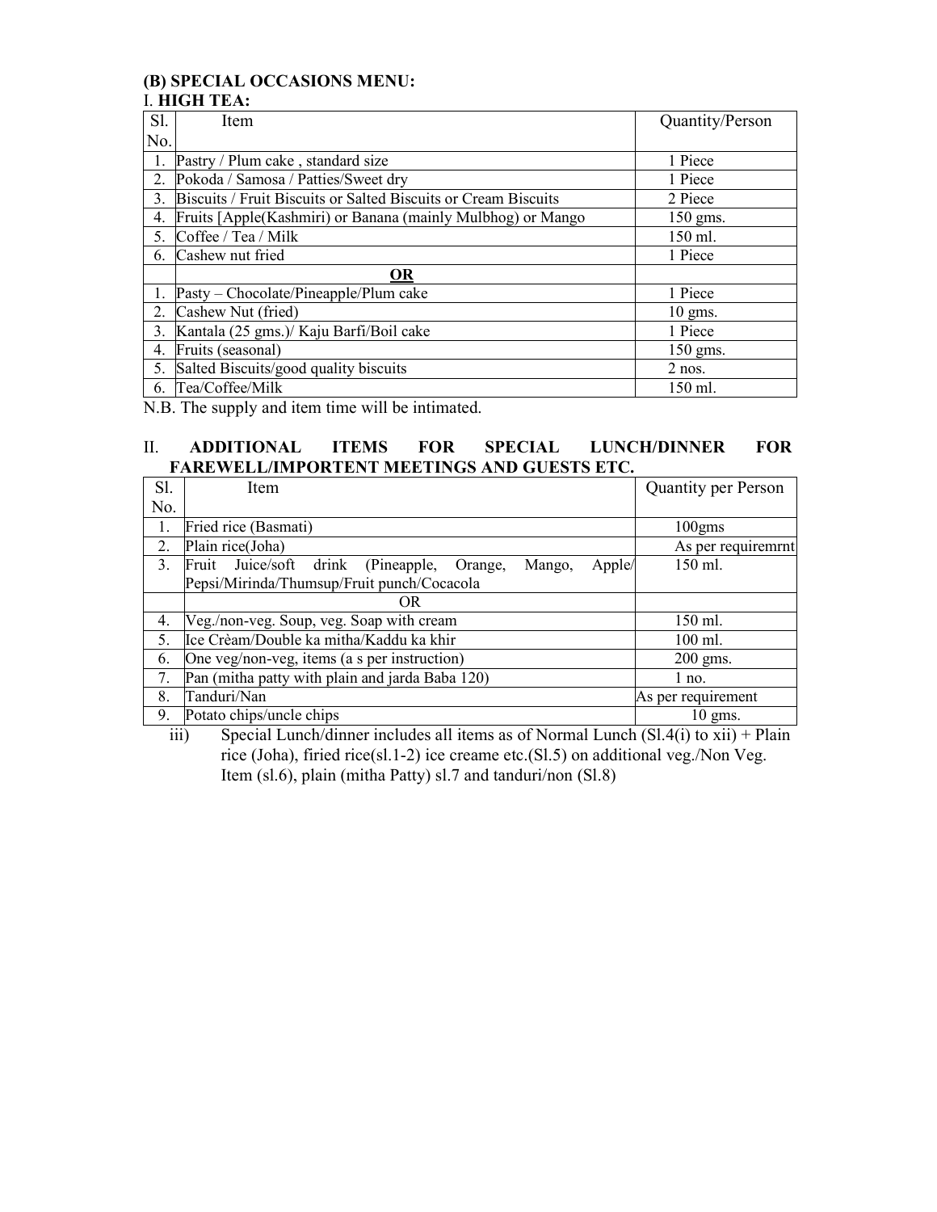**(B) SPECIAL OCCASIONS MENU:**

I. **HIGH TEA:**

| Sl. No. | Item | Quantity/Person |
|---|---|---|
| 1. | Pastry / Plum cake , standard size | 1 Piece |
| 2. | Pokoda / Samosa / Patties/Sweet dry | 1 Piece |
| 3. | Biscuits / Fruit Biscuits or Salted Biscuits or Cream Biscuits | 2 Piece |
| 4. | Fruits [Apple(Kashmiri) or Banana (mainly Mulbhog) or Mango | 150 gms. |
| 5. | Coffee / Tea / Milk | 150 ml. |
| 6. | Cashew nut fried | 1 Piece |
| | **OR** | |
| 1. | Pasty – Chocolate/Pineapple/Plum cake | 1 Piece |
| 2. | Cashew Nut (fried) | 10 gms. |
| 3. | Kantala (25 gms.)/ Kaju Barfi/Boil cake | 1 Piece |
| 4. | Fruits (seasonal) | 150 gms. |
| 5. | Salted Biscuits/good quality biscuits | 2 nos. |
| 6. | Tea/Coffee/Milk | 150 ml. |

N.B. The supply and item time will be intimated.

II. **ADDITIONAL ITEMS FOR SPECIAL LUNCH/DINNER FOR FAREWELL/IMPORTENT MEETINGS AND GUESTS ETC.**

| Sl. No. | Item | Quantity per Person |
|---|---|---|
| 1. | Fried rice (Basmati) | 100gms |
| 2. | Plain rice(Joha) | As per requiremrnt |
| 3. | Fruit Juice/soft drink (Pineapple, Orange, Mango, Apple/ Pepsi/Mirinda/Thumsup/Fruit punch/Cocacola | 150 ml. |
| | OR | |
| 4. | Veg./non-veg. Soup, veg. Soap with cream | 150 ml. |
| 5. | Ice Crèam/Double ka mitha/Kaddu ka khir | 100 ml. |
| 6. | One veg/non-veg, items (a s per instruction) | 200 gms. |
| 7. | Pan (mitha patty with plain and jarda Baba 120) | 1 no. |
| 8. | Tanduri/Nan | As per requirement |
| 9. | Potato chips/uncle chips | 10 gms. |

iii) Special Lunch/dinner includes all items as of Normal Lunch (Sl.4(i) to xii) + Plain rice (Joha), firied rice(sl.1-2) ice creame etc.(Sl.5) on additional veg./Non Veg. Item (sl.6), plain (mitha Patty) sl.7 and tanduri/non (Sl.8)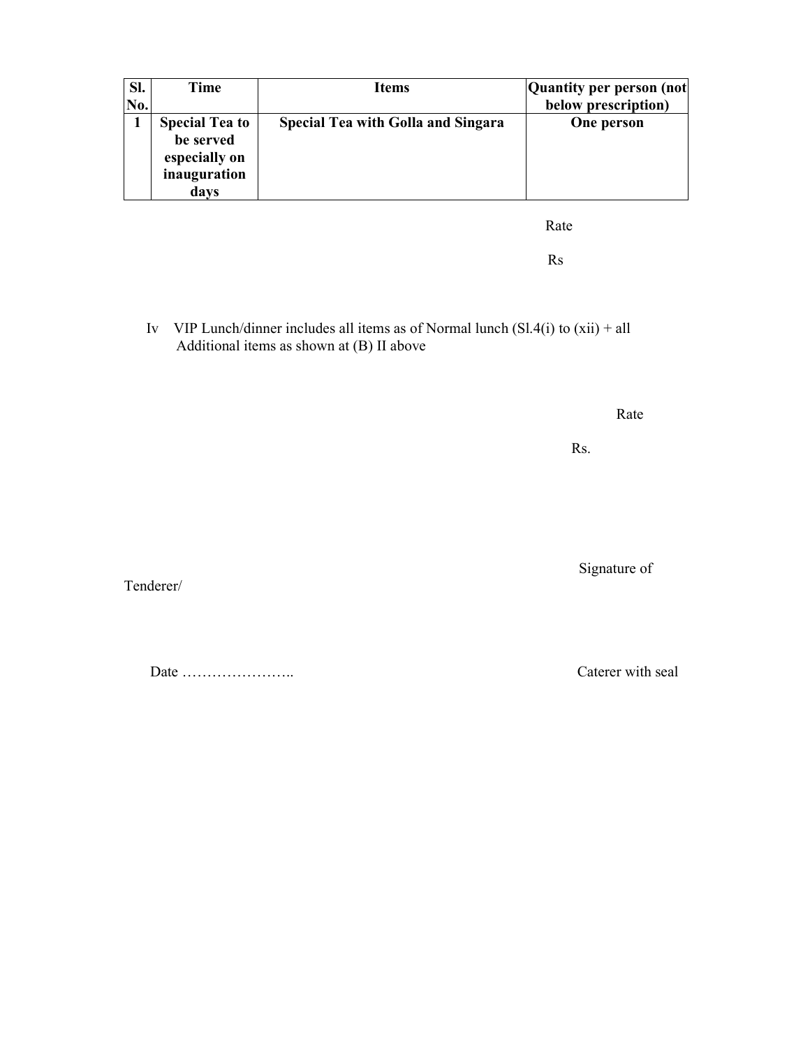| Sl. No. | Time | Items | Quantity per person (not below prescription) |
|---|---|---|---|
| **1** | **Special Tea to be served especially on inauguration days** | **Special Tea with Golla and Singara** | **One person** |

Rate

Rs

Iv VIP Lunch/dinner includes all items as of Normal lunch (Sl.4(i) to (xii) + all Additional items as shown at (B) II above

Rate

Rs.

Signature of Tenderer/

Date …………………..                                                  Caterer with seal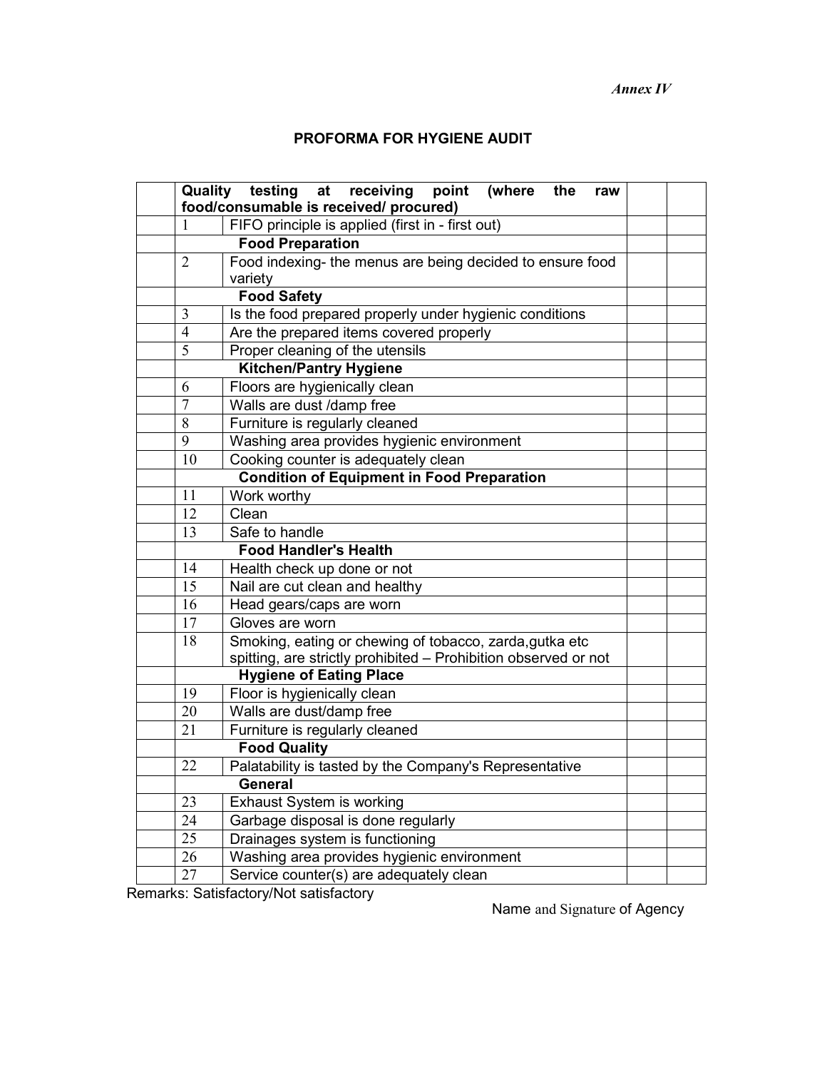*Annex IV*

**PROFORMA FOR HYGIENE AUDIT**

| | | | | |
|---|---|---|---|---|
| | **Quality testing at receiving point (where the raw food/consumable is received/ procured)** | | | |
| | 1 | FIFO principle is applied (first in - first out) | | |
| | | **Food Preparation** | | |
| | 2 | Food indexing- the menus are being decided to ensure food variety | | |
| | | **Food Safety** | | |
| | 3 | Is the food prepared properly under hygienic conditions | | |
| | 4 | Are the prepared items covered properly | | |
| | 5 | Proper cleaning of the utensils | | |
| | | **Kitchen/Pantry Hygiene** | | |
| | 6 | Floors are hygienically clean | | |
| | 7 | Walls are dust /damp free | | |
| | 8 | Furniture is regularly cleaned | | |
| | 9 | Washing area provides hygienic environment | | |
| | 10 | Cooking counter is adequately clean | | |
| | | **Condition of Equipment in Food Preparation** | | |
| | 11 | Work worthy | | |
| | 12 | Clean | | |
| | 13 | Safe to handle | | |
| | | **Food Handler's Health** | | |
| | 14 | Health check up done or not | | |
| | 15 | Nail are cut clean and healthy | | |
| | 16 | Head gears/caps are worn | | |
| | 17 | Gloves are worn | | |
| | 18 | Smoking, eating or chewing of tobacco, zarda,gutka etc spitting, are strictly prohibited – Prohibition observed or not | | |
| | | **Hygiene of Eating Place** | | |
| | 19 | Floor is hygienically clean | | |
| | 20 | Walls are dust/damp free | | |
| | 21 | Furniture is regularly cleaned | | |
| | | **Food Quality** | | |
| | 22 | Palatability is tasted by the Company's Representative | | |
| | | **General** | | |
| | 23 | Exhaust System is working | | |
| | 24 | Garbage disposal is done regularly | | |
| | 25 | Drainages system is functioning | | |
| | 26 | Washing area provides hygienic environment | | |
| | 27 | Service counter(s) are adequately clean | | |

Remarks: Satisfactory/Not satisfactory

Name and Signature of Agency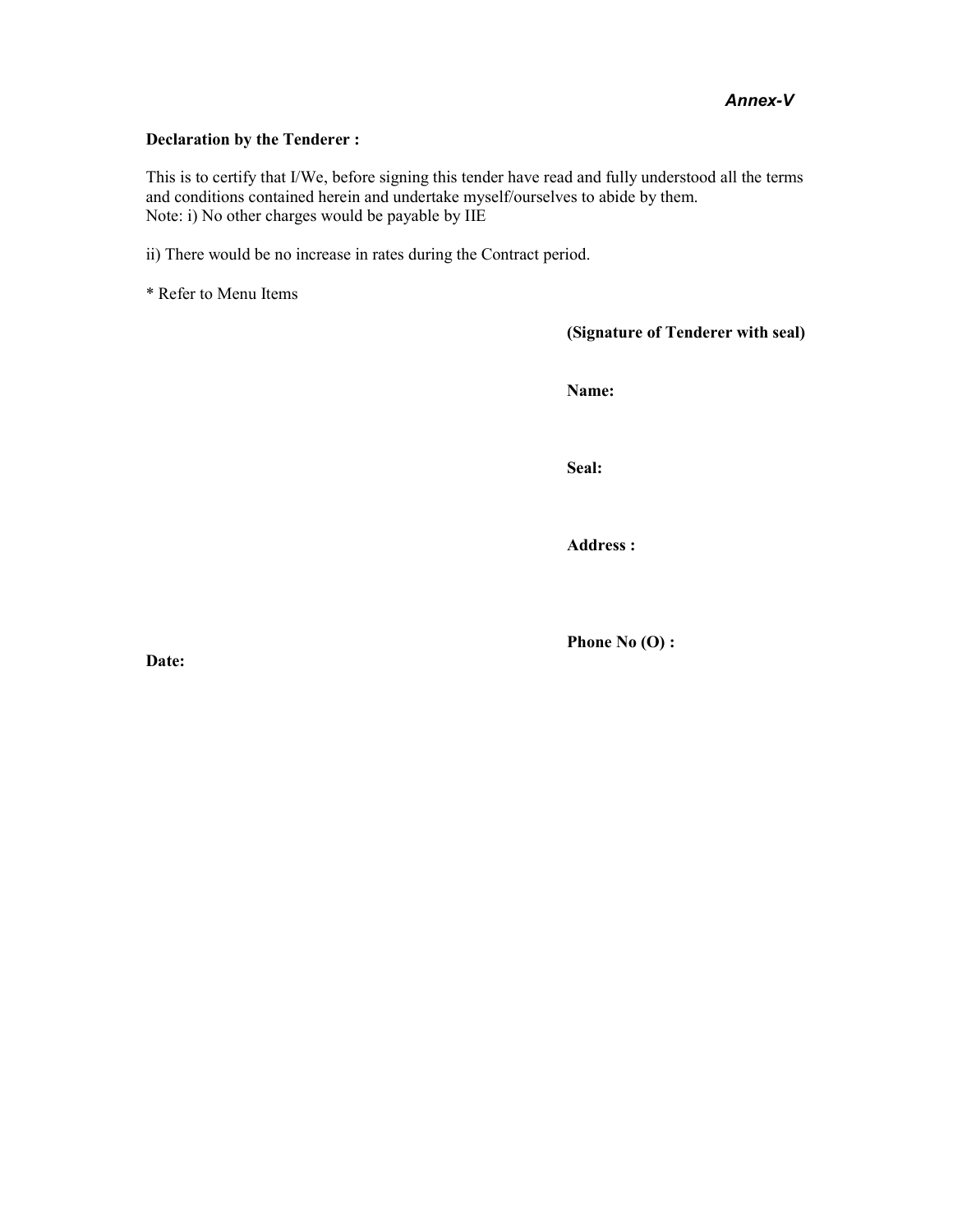*Annex-V*

**Declaration by the Tenderer :**

This is to certify that I/We, before signing this tender have read and fully understood all the terms and conditions contained herein and undertake myself/ourselves to abide by them.
Note: i) No other charges would be payable by IIE

ii) There would be no increase in rates during the Contract period.

* Refer to Menu Items

**(Signature of Tenderer with seal)**

**Name:**

**Seal:**

**Address :**

**Phone No (O) :**

**Date:**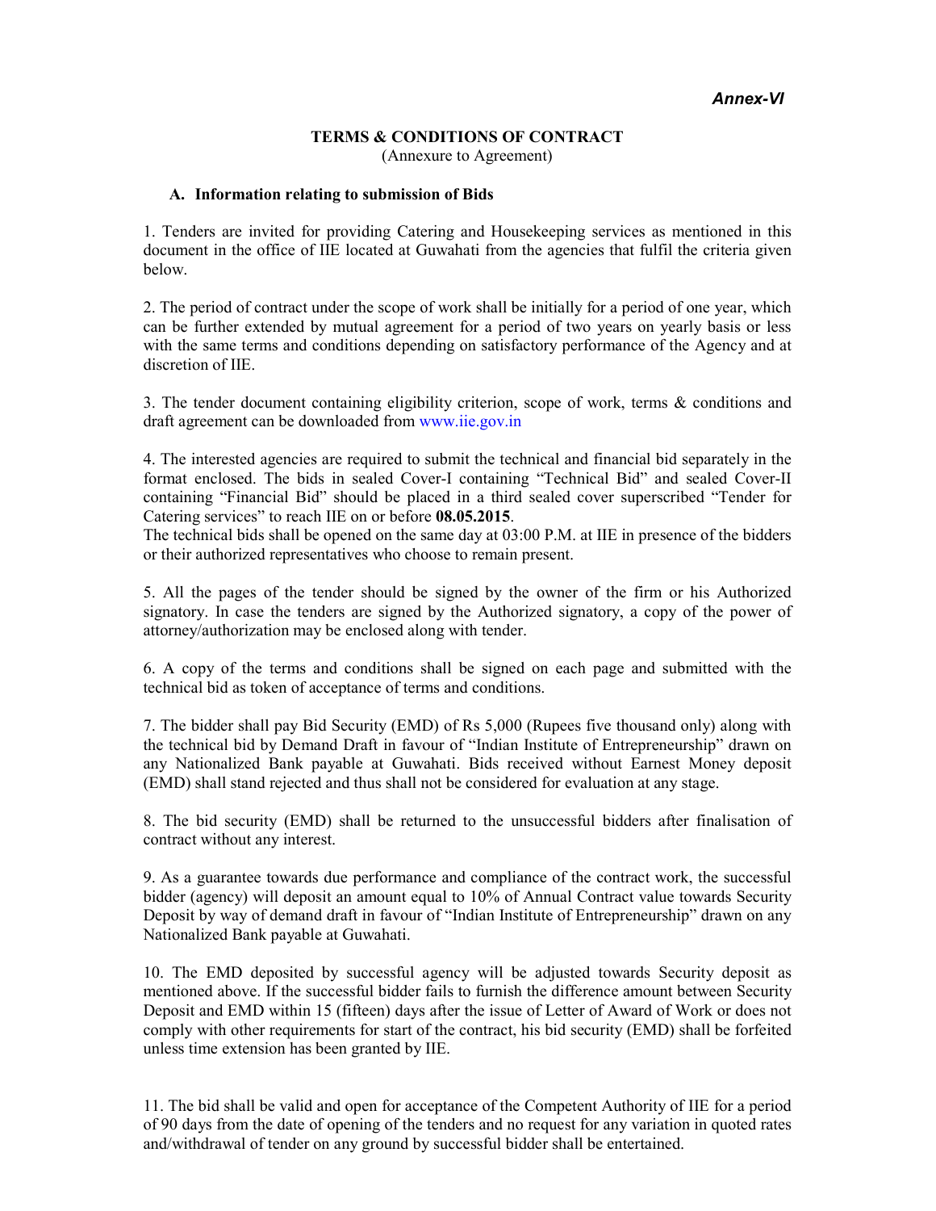*Annex-VI*

# TERMS & CONDITIONS OF CONTRACT

(Annexure to Agreement)

## A. Information relating to submission of Bids

1. Tenders are invited for providing Catering and Housekeeping services as mentioned in this document in the office of IIE located at Guwahati from the agencies that fulfil the criteria given below.

2. The period of contract under the scope of work shall be initially for a period of one year, which can be further extended by mutual agreement for a period of two years on yearly basis or less with the same terms and conditions depending on satisfactory performance of the Agency and at discretion of IIE.

3. The tender document containing eligibility criterion, scope of work, terms & conditions and draft agreement can be downloaded from www.iie.gov.in

4. The interested agencies are required to submit the technical and financial bid separately in the format enclosed. The bids in sealed Cover-I containing "Technical Bid" and sealed Cover-II containing "Financial Bid" should be placed in a third sealed cover superscribed "Tender for Catering services" to reach IIE on or before **08.05.2015**.
The technical bids shall be opened on the same day at 03:00 P.M. at IIE in presence of the bidders or their authorized representatives who choose to remain present.

5. All the pages of the tender should be signed by the owner of the firm or his Authorized signatory. In case the tenders are signed by the Authorized signatory, a copy of the power of attorney/authorization may be enclosed along with tender.

6. A copy of the terms and conditions shall be signed on each page and submitted with the technical bid as token of acceptance of terms and conditions.

7. The bidder shall pay Bid Security (EMD) of Rs 5,000 (Rupees five thousand only) along with the technical bid by Demand Draft in favour of "Indian Institute of Entrepreneurship" drawn on any Nationalized Bank payable at Guwahati. Bids received without Earnest Money deposit (EMD) shall stand rejected and thus shall not be considered for evaluation at any stage.

8. The bid security (EMD) shall be returned to the unsuccessful bidders after finalisation of contract without any interest.

9. As a guarantee towards due performance and compliance of the contract work, the successful bidder (agency) will deposit an amount equal to 10% of Annual Contract value towards Security Deposit by way of demand draft in favour of "Indian Institute of Entrepreneurship" drawn on any Nationalized Bank payable at Guwahati.

10. The EMD deposited by successful agency will be adjusted towards Security deposit as mentioned above. If the successful bidder fails to furnish the difference amount between Security Deposit and EMD within 15 (fifteen) days after the issue of Letter of Award of Work or does not comply with other requirements for start of the contract, his bid security (EMD) shall be forfeited unless time extension has been granted by IIE.

11. The bid shall be valid and open for acceptance of the Competent Authority of IIE for a period of 90 days from the date of opening of the tenders and no request for any variation in quoted rates and/withdrawal of tender on any ground by successful bidder shall be entertained.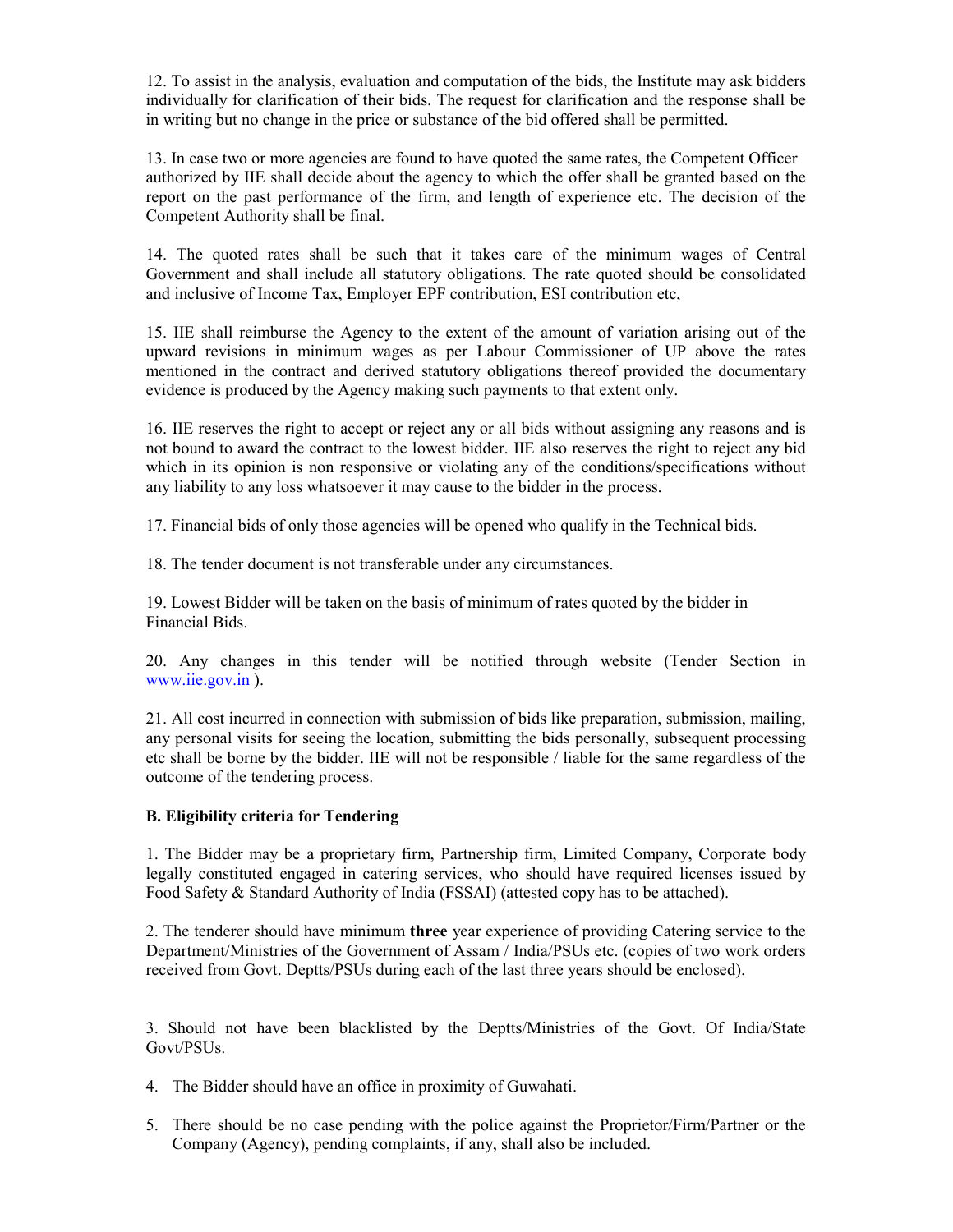12. To assist in the analysis, evaluation and computation of the bids, the Institute may ask bidders individually for clarification of their bids. The request for clarification and the response shall be in writing but no change in the price or substance of the bid offered shall be permitted.

13. In case two or more agencies are found to have quoted the same rates, the Competent Officer authorized by IIE shall decide about the agency to which the offer shall be granted based on the report on the past performance of the firm, and length of experience etc. The decision of the Competent Authority shall be final.

14. The quoted rates shall be such that it takes care of the minimum wages of Central Government and shall include all statutory obligations. The rate quoted should be consolidated and inclusive of Income Tax, Employer EPF contribution, ESI contribution etc,

15. IIE shall reimburse the Agency to the extent of the amount of variation arising out of the upward revisions in minimum wages as per Labour Commissioner of UP above the rates mentioned in the contract and derived statutory obligations thereof provided the documentary evidence is produced by the Agency making such payments to that extent only.

16. IIE reserves the right to accept or reject any or all bids without assigning any reasons and is not bound to award the contract to the lowest bidder. IIE also reserves the right to reject any bid which in its opinion is non responsive or violating any of the conditions/specifications without any liability to any loss whatsoever it may cause to the bidder in the process.

17. Financial bids of only those agencies will be opened who qualify in the Technical bids.

18. The tender document is not transferable under any circumstances.

19. Lowest Bidder will be taken on the basis of minimum of rates quoted by the bidder in Financial Bids.

20. Any changes in this tender will be notified through website (Tender Section in www.iie.gov.in ).

21. All cost incurred in connection with submission of bids like preparation, submission, mailing, any personal visits for seeing the location, submitting the bids personally, subsequent processing etc shall be borne by the bidder. IIE will not be responsible / liable for the same regardless of the outcome of the tendering process.

**B. Eligibility criteria for Tendering**

1. The Bidder may be a proprietary firm, Partnership firm, Limited Company, Corporate body legally constituted engaged in catering services, who should have required licenses issued by Food Safety & Standard Authority of India (FSSAI) (attested copy has to be attached).

2. The tenderer should have minimum **three** year experience of providing Catering service to the Department/Ministries of the Government of Assam / India/PSUs etc. (copies of two work orders received from Govt. Deptts/PSUs during each of the last three years should be enclosed).

3. Should not have been blacklisted by the Deptts/Ministries of the Govt. Of India/State Govt/PSUs.

4. The Bidder should have an office in proximity of Guwahati.

5. There should be no case pending with the police against the Proprietor/Firm/Partner or the Company (Agency), pending complaints, if any, shall also be included.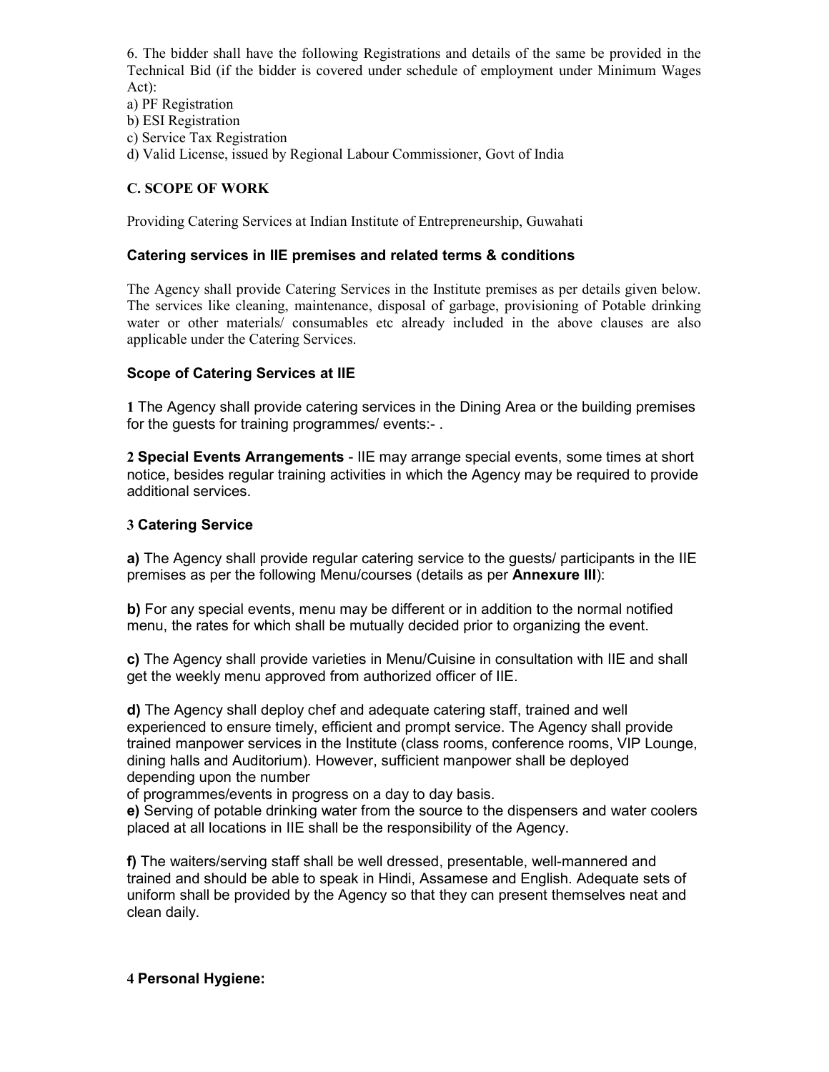6. The bidder shall have the following Registrations and details of the same be provided in the Technical Bid (if the bidder is covered under schedule of employment under Minimum Wages Act):

a) PF Registration
b) ESI Registration
c) Service Tax Registration
d) Valid License, issued by Regional Labour Commissioner, Govt of India

### C. SCOPE OF WORK

Providing Catering Services at Indian Institute of Entrepreneurship, Guwahati

### Catering services in IIE premises and related terms & conditions

The Agency shall provide Catering Services in the Institute premises as per details given below. The services like cleaning, maintenance, disposal of garbage, provisioning of Potable drinking water or other materials/ consumables etc already included in the above clauses are also applicable under the Catering Services.

### Scope of Catering Services at IIE

**1** The Agency shall provide catering services in the Dining Area or the building premises for the guests for training programmes/ events:- .

**2 Special Events Arrangements** - IIE may arrange special events, some times at short notice, besides regular training activities in which the Agency may be required to provide additional services.

**3 Catering Service**

**a)** The Agency shall provide regular catering service to the guests/ participants in the IIE premises as per the following Menu/courses (details as per **Annexure III**):

**b)** For any special events, menu may be different or in addition to the normal notified menu, the rates for which shall be mutually decided prior to organizing the event.

**c)** The Agency shall provide varieties in Menu/Cuisine in consultation with IIE and shall get the weekly menu approved from authorized officer of IIE.

**d)** The Agency shall deploy chef and adequate catering staff, trained and well experienced to ensure timely, efficient and prompt service. The Agency shall provide trained manpower services in the Institute (class rooms, conference rooms, VIP Lounge, dining halls and Auditorium). However, sufficient manpower shall be deployed depending upon the number of programmes/events in progress on a day to day basis.

**e)** Serving of potable drinking water from the source to the dispensers and water coolers placed at all locations in IIE shall be the responsibility of the Agency.

**f)** The waiters/serving staff shall be well dressed, presentable, well-mannered and trained and should be able to speak in Hindi, Assamese and English. Adequate sets of uniform shall be provided by the Agency so that they can present themselves neat and clean daily.

**4 Personal Hygiene:**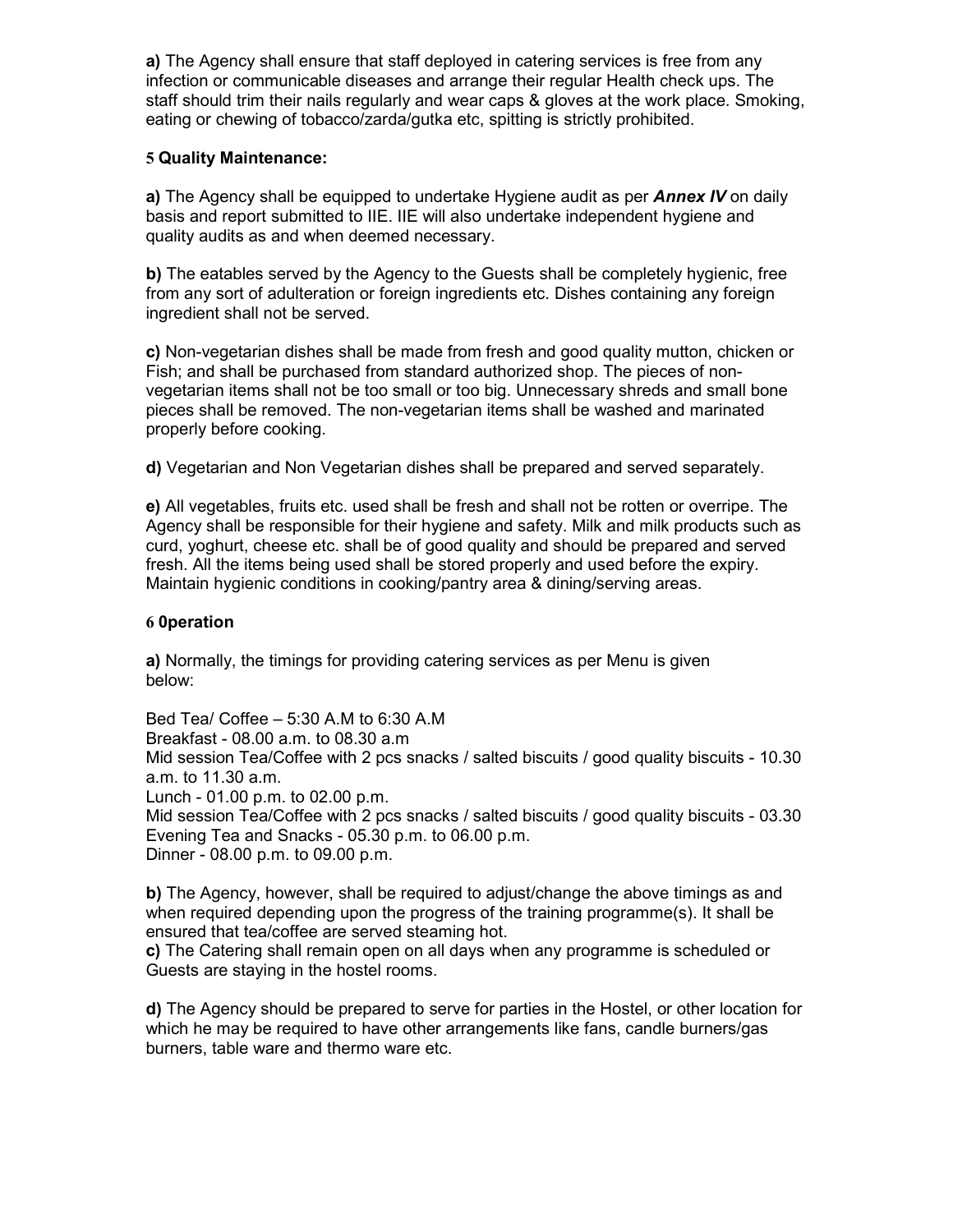**a)** The Agency shall ensure that staff deployed in catering services is free from any infection or communicable diseases and arrange their regular Health check ups. The staff should trim their nails regularly and wear caps & gloves at the work place. Smoking, eating or chewing of tobacco/zarda/gutka etc, spitting is strictly prohibited.

**5 Quality Maintenance:**

**a)** The Agency shall be equipped to undertake Hygiene audit as per ***Annex IV*** on daily basis and report submitted to IIE. IIE will also undertake independent hygiene and quality audits as and when deemed necessary.

**b)** The eatables served by the Agency to the Guests shall be completely hygienic, free from any sort of adulteration or foreign ingredients etc. Dishes containing any foreign ingredient shall not be served.

**c)** Non-vegetarian dishes shall be made from fresh and good quality mutton, chicken or Fish; and shall be purchased from standard authorized shop. The pieces of non-vegetarian items shall not be too small or too big. Unnecessary shreds and small bone pieces shall be removed. The non-vegetarian items shall be washed and marinated properly before cooking.

**d)** Vegetarian and Non Vegetarian dishes shall be prepared and served separately.

**e)** All vegetables, fruits etc. used shall be fresh and shall not be rotten or overripe. The Agency shall be responsible for their hygiene and safety. Milk and milk products such as curd, yoghurt, cheese etc. shall be of good quality and should be prepared and served fresh. All the items being used shall be stored properly and used before the expiry. Maintain hygienic conditions in cooking/pantry area & dining/serving areas.

**6 0peration**

**a)** Normally, the timings for providing catering services as per Menu is given below:

Bed Tea/ Coffee – 5:30 A.M to 6:30 A.M
Breakfast - 08.00 a.m. to 08.30 a.m
Mid session Tea/Coffee with 2 pcs snacks / salted biscuits / good quality biscuits - 10.30 a.m. to 11.30 a.m.
Lunch - 01.00 p.m. to 02.00 p.m.
Mid session Tea/Coffee with 2 pcs snacks / salted biscuits / good quality biscuits - 03.30
Evening Tea and Snacks - 05.30 p.m. to 06.00 p.m.
Dinner - 08.00 p.m. to 09.00 p.m.

**b)** The Agency, however, shall be required to adjust/change the above timings as and when required depending upon the progress of the training programme(s). It shall be ensured that tea/coffee are served steaming hot.
**c)** The Catering shall remain open on all days when any programme is scheduled or Guests are staying in the hostel rooms.

**d)** The Agency should be prepared to serve for parties in the Hostel, or other location for which he may be required to have other arrangements like fans, candle burners/gas burners, table ware and thermo ware etc.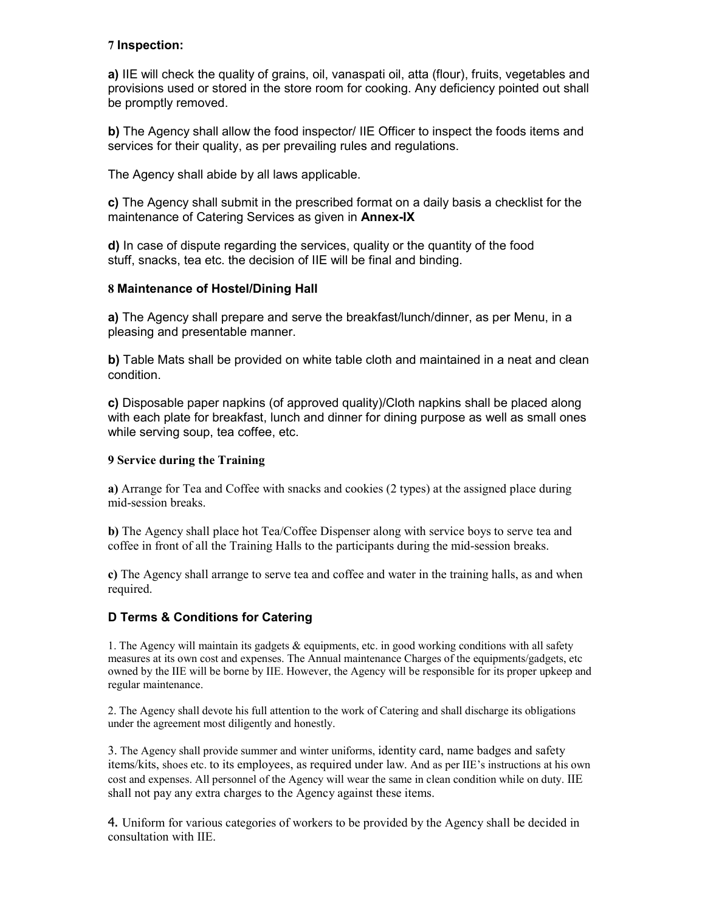### 7 Inspection:

**a)** IIE will check the quality of grains, oil, vanaspati oil, atta (flour), fruits, vegetables and provisions used or stored in the store room for cooking. Any deficiency pointed out shall be promptly removed.

**b)** The Agency shall allow the food inspector/ IIE Officer to inspect the foods items and services for their quality, as per prevailing rules and regulations.

The Agency shall abide by all laws applicable.

**c)** The Agency shall submit in the prescribed format on a daily basis a checklist for the maintenance of Catering Services as given in **Annex-IX**

**d)** In case of dispute regarding the services, quality or the quantity of the food stuff, snacks, tea etc. the decision of IIE will be final and binding.

### 8 Maintenance of Hostel/Dining Hall

**a)** The Agency shall prepare and serve the breakfast/lunch/dinner, as per Menu, in a pleasing and presentable manner.

**b)** Table Mats shall be provided on white table cloth and maintained in a neat and clean condition.

**c)** Disposable paper napkins (of approved quality)/Cloth napkins shall be placed along with each plate for breakfast, lunch and dinner for dining purpose as well as small ones while serving soup, tea coffee, etc.

### 9 Service during the Training

**a)** Arrange for Tea and Coffee with snacks and cookies (2 types) at the assigned place during mid-session breaks.

**b)** The Agency shall place hot Tea/Coffee Dispenser along with service boys to serve tea and coffee in front of all the Training Halls to the participants during the mid-session breaks.

**c)** The Agency shall arrange to serve tea and coffee and water in the training halls, as and when required.

## D Terms & Conditions for Catering

1. The Agency will maintain its gadgets & equipments, etc. in good working conditions with all safety measures at its own cost and expenses. The Annual maintenance Charges of the equipments/gadgets, etc owned by the IIE will be borne by IIE. However, the Agency will be responsible for its proper upkeep and regular maintenance.

2. The Agency shall devote his full attention to the work of Catering and shall discharge its obligations under the agreement most diligently and honestly.

3. The Agency shall provide summer and winter uniforms, identity card, name badges and safety items/kits, shoes etc. to its employees, as required under law. And as per IIE's instructions at his own cost and expenses. All personnel of the Agency will wear the same in clean condition while on duty. IIE shall not pay any extra charges to the Agency against these items.

4. Uniform for various categories of workers to be provided by the Agency shall be decided in consultation with IIE.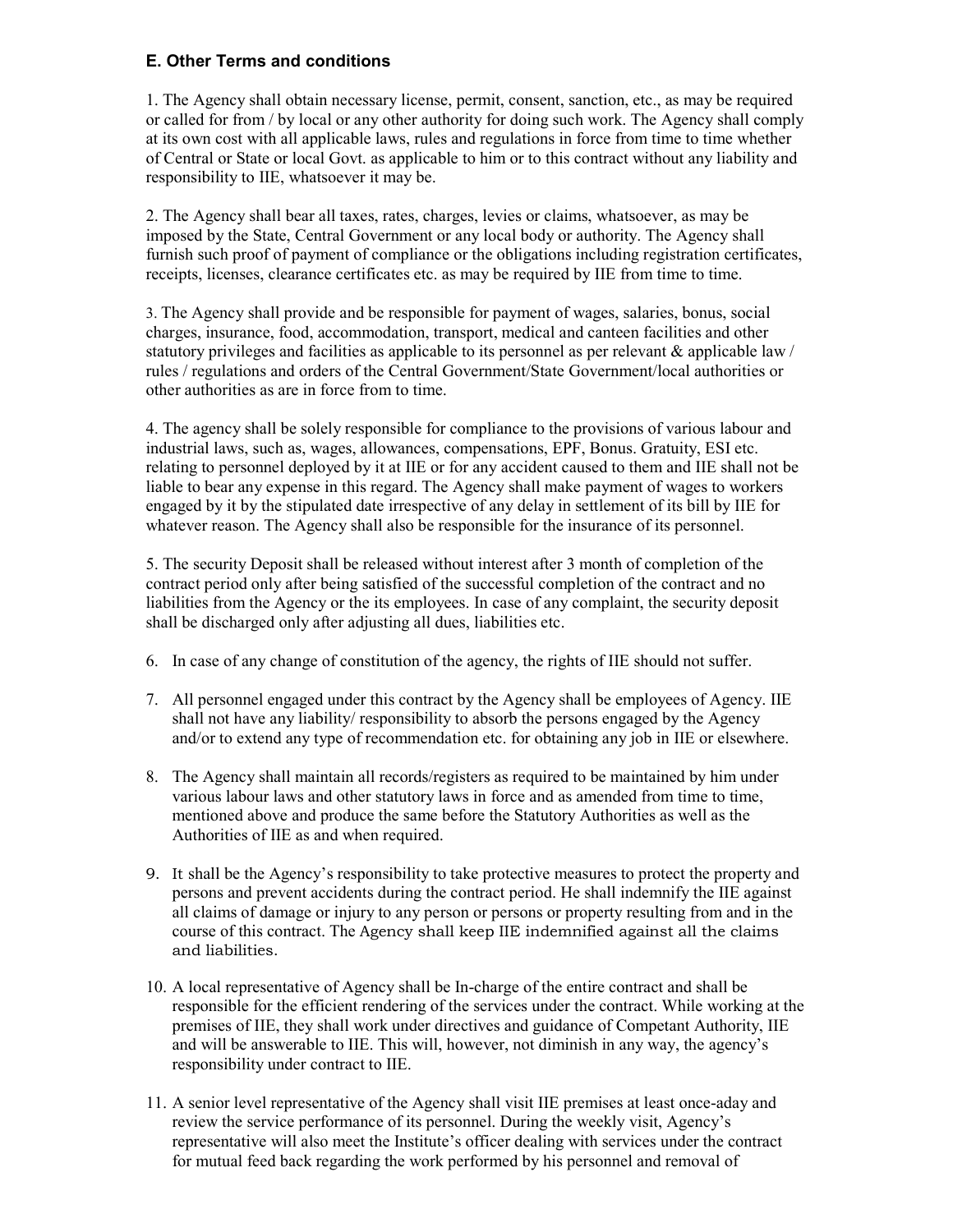### E. Other Terms and conditions

1. The Agency shall obtain necessary license, permit, consent, sanction, etc., as may be required or called for from / by local or any other authority for doing such work. The Agency shall comply at its own cost with all applicable laws, rules and regulations in force from time to time whether of Central or State or local Govt. as applicable to him or to this contract without any liability and responsibility to IIE, whatsoever it may be.

2. The Agency shall bear all taxes, rates, charges, levies or claims, whatsoever, as may be imposed by the State, Central Government or any local body or authority. The Agency shall furnish such proof of payment of compliance or the obligations including registration certificates, receipts, licenses, clearance certificates etc. as may be required by IIE from time to time.

3. The Agency shall provide and be responsible for payment of wages, salaries, bonus, social charges, insurance, food, accommodation, transport, medical and canteen facilities and other statutory privileges and facilities as applicable to its personnel as per relevant & applicable law / rules / regulations and orders of the Central Government/State Government/local authorities or other authorities as are in force from to time.

4. The agency shall be solely responsible for compliance to the provisions of various labour and industrial laws, such as, wages, allowances, compensations, EPF, Bonus. Gratuity, ESI etc. relating to personnel deployed by it at IIE or for any accident caused to them and IIE shall not be liable to bear any expense in this regard. The Agency shall make payment of wages to workers engaged by it by the stipulated date irrespective of any delay in settlement of its bill by IIE for whatever reason. The Agency shall also be responsible for the insurance of its personnel.

5. The security Deposit shall be released without interest after 3 month of completion of the contract period only after being satisfied of the successful completion of the contract and no liabilities from the Agency or the its employees. In case of any complaint, the security deposit shall be discharged only after adjusting all dues, liabilities etc.

6. In case of any change of constitution of the agency, the rights of IIE should not suffer.

7. All personnel engaged under this contract by the Agency shall be employees of Agency. IIE shall not have any liability/ responsibility to absorb the persons engaged by the Agency and/or to extend any type of recommendation etc. for obtaining any job in IIE or elsewhere.

8. The Agency shall maintain all records/registers as required to be maintained by him under various labour laws and other statutory laws in force and as amended from time to time, mentioned above and produce the same before the Statutory Authorities as well as the Authorities of IIE as and when required.

9. It shall be the Agency's responsibility to take protective measures to protect the property and persons and prevent accidents during the contract period. He shall indemnify the IIE against all claims of damage or injury to any person or persons or property resulting from and in the course of this contract. The Agency shall keep IIE indemnified against all the claims and liabilities.

10. A local representative of Agency shall be In-charge of the entire contract and shall be responsible for the efficient rendering of the services under the contract. While working at the premises of IIE, they shall work under directives and guidance of Competant Authority, IIE and will be answerable to IIE. This will, however, not diminish in any way, the agency's responsibility under contract to IIE.

11. A senior level representative of the Agency shall visit IIE premises at least once-aday and review the service performance of its personnel. During the weekly visit, Agency's representative will also meet the Institute's officer dealing with services under the contract for mutual feed back regarding the work performed by his personnel and removal of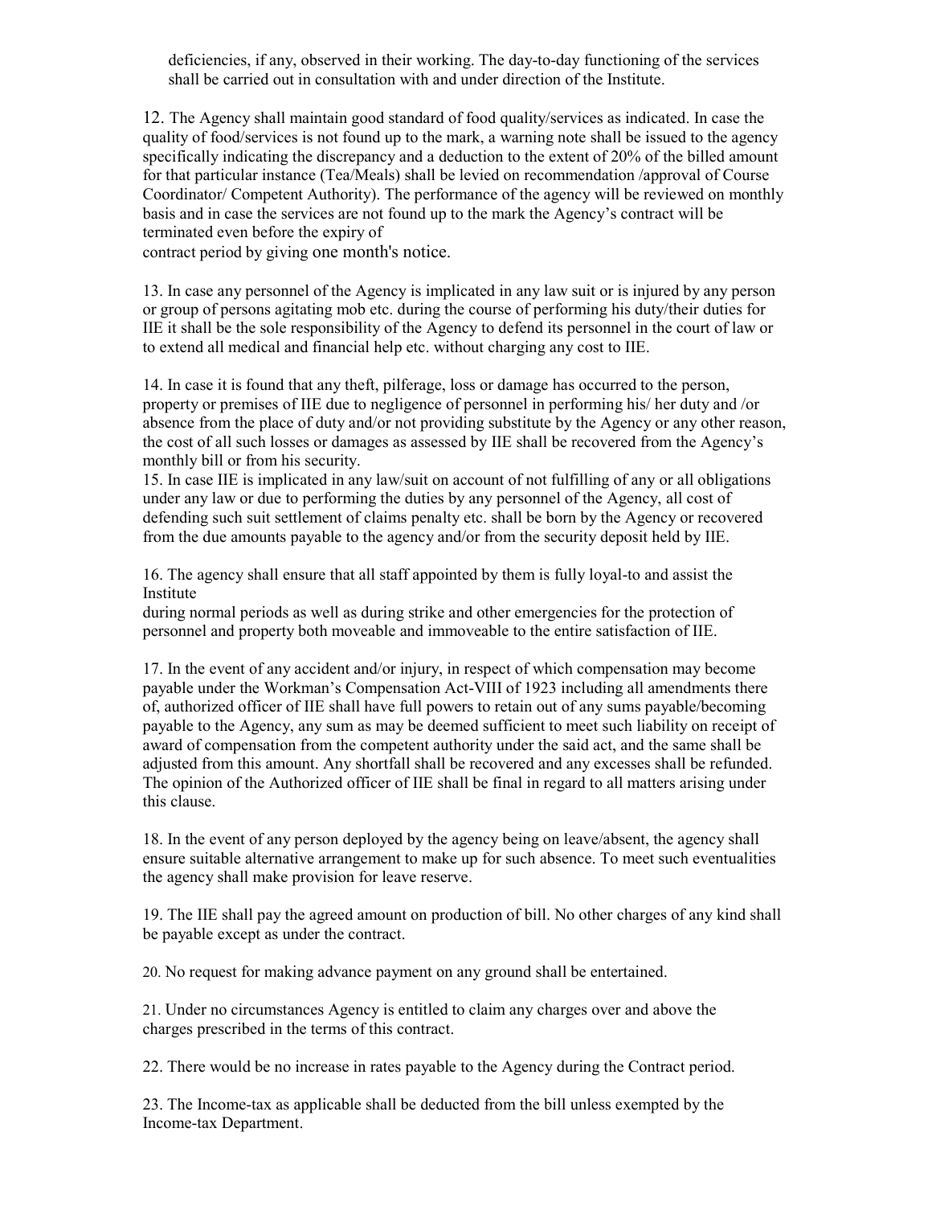deficiencies, if any, observed in their working. The day-to-day functioning of the services shall be carried out in consultation with and under direction of the Institute.

12. The Agency shall maintain good standard of food quality/services as indicated. In case the quality of food/services is not found up to the mark, a warning note shall be issued to the agency specifically indicating the discrepancy and a deduction to the extent of 20% of the billed amount for that particular instance (Tea/Meals) shall be levied on recommendation /approval of Course Coordinator/ Competent Authority). The performance of the agency will be reviewed on monthly basis and in case the services are not found up to the mark the Agency's contract will be terminated even before the expiry of contract period by giving one month's notice.

13. In case any personnel of the Agency is implicated in any law suit or is injured by any person or group of persons agitating mob etc. during the course of performing his duty/their duties for IIE it shall be the sole responsibility of the Agency to defend its personnel in the court of law or to extend all medical and financial help etc. without charging any cost to IIE.

14. In case it is found that any theft, pilferage, loss or damage has occurred to the person, property or premises of IIE due to negligence of personnel in performing his/ her duty and /or absence from the place of duty and/or not providing substitute by the Agency or any other reason, the cost of all such losses or damages as assessed by IIE shall be recovered from the Agency's monthly bill or from his security.

15. In case IIE is implicated in any law/suit on account of not fulfilling of any or all obligations under any law or due to performing the duties by any personnel of the Agency, all cost of defending such suit settlement of claims penalty etc. shall be born by the Agency or recovered from the due amounts payable to the agency and/or from the security deposit held by IIE.

16. The agency shall ensure that all staff appointed by them is fully loyal-to and assist the Institute during normal periods as well as during strike and other emergencies for the protection of personnel and property both moveable and immoveable to the entire satisfaction of IIE.

17. In the event of any accident and/or injury, in respect of which compensation may become payable under the Workman's Compensation Act-VIII of 1923 including all amendments there of, authorized officer of IIE shall have full powers to retain out of any sums payable/becoming payable to the Agency, any sum as may be deemed sufficient to meet such liability on receipt of award of compensation from the competent authority under the said act, and the same shall be adjusted from this amount. Any shortfall shall be recovered and any excesses shall be refunded. The opinion of the Authorized officer of IIE shall be final in regard to all matters arising under this clause.

18. In the event of any person deployed by the agency being on leave/absent, the agency shall ensure suitable alternative arrangement to make up for such absence. To meet such eventualities the agency shall make provision for leave reserve.

19. The IIE shall pay the agreed amount on production of bill. No other charges of any kind shall be payable except as under the contract.

20. No request for making advance payment on any ground shall be entertained.

21. Under no circumstances Agency is entitled to claim any charges over and above the charges prescribed in the terms of this contract.

22. There would be no increase in rates payable to the Agency during the Contract period.

23. The Income-tax as applicable shall be deducted from the bill unless exempted by the Income-tax Department.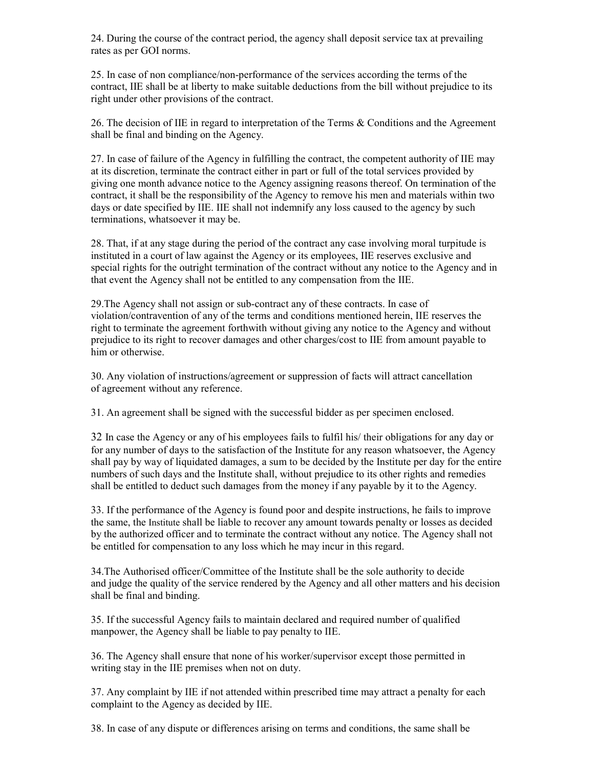24. During the course of the contract period, the agency shall deposit service tax at prevailing rates as per GOI norms.

25. In case of non compliance/non-performance of the services according the terms of the contract, IIE shall be at liberty to make suitable deductions from the bill without prejudice to its right under other provisions of the contract.

26. The decision of IIE in regard to interpretation of the Terms & Conditions and the Agreement shall be final and binding on the Agency.

27. In case of failure of the Agency in fulfilling the contract, the competent authority of IIE may at its discretion, terminate the contract either in part or full of the total services provided by giving one month advance notice to the Agency assigning reasons thereof. On termination of the contract, it shall be the responsibility of the Agency to remove his men and materials within two days or date specified by IIE. IIE shall not indemnify any loss caused to the agency by such terminations, whatsoever it may be.

28. That, if at any stage during the period of the contract any case involving moral turpitude is instituted in a court of law against the Agency or its employees, IIE reserves exclusive and special rights for the outright termination of the contract without any notice to the Agency and in that event the Agency shall not be entitled to any compensation from the IIE.

29.The Agency shall not assign or sub-contract any of these contracts. In case of violation/contravention of any of the terms and conditions mentioned herein, IIE reserves the right to terminate the agreement forthwith without giving any notice to the Agency and without prejudice to its right to recover damages and other charges/cost to IIE from amount payable to him or otherwise.

30. Any violation of instructions/agreement or suppression of facts will attract cancellation of agreement without any reference.

31. An agreement shall be signed with the successful bidder as per specimen enclosed.

32 In case the Agency or any of his employees fails to fulfil his/ their obligations for any day or for any number of days to the satisfaction of the Institute for any reason whatsoever, the Agency shall pay by way of liquidated damages, a sum to be decided by the Institute per day for the entire numbers of such days and the Institute shall, without prejudice to its other rights and remedies shall be entitled to deduct such damages from the money if any payable by it to the Agency.

33. If the performance of the Agency is found poor and despite instructions, he fails to improve the same, the Institute shall be liable to recover any amount towards penalty or losses as decided by the authorized officer and to terminate the contract without any notice. The Agency shall not be entitled for compensation to any loss which he may incur in this regard.

34.The Authorised officer/Committee of the Institute shall be the sole authority to decide and judge the quality of the service rendered by the Agency and all other matters and his decision shall be final and binding.

35. If the successful Agency fails to maintain declared and required number of qualified manpower, the Agency shall be liable to pay penalty to IIE.

36. The Agency shall ensure that none of his worker/supervisor except those permitted in writing stay in the IIE premises when not on duty.

37. Any complaint by IIE if not attended within prescribed time may attract a penalty for each complaint to the Agency as decided by IIE.

38. In case of any dispute or differences arising on terms and conditions, the same shall be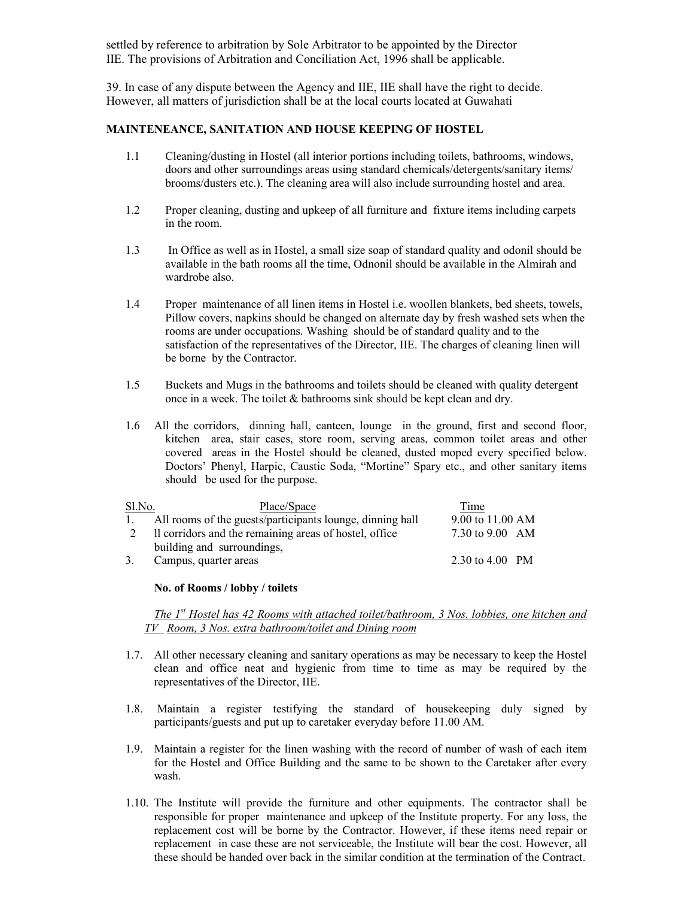settled by reference to arbitration by Sole Arbitrator to be appointed by the Director IIE. The provisions of Arbitration and Conciliation Act, 1996 shall be applicable.

39. In case of any dispute between the Agency and IIE, IIE shall have the right to decide. However, all matters of jurisdiction shall be at the local courts located at Guwahati

**MAINTENEANCE, SANITATION AND HOUSE KEEPING OF HOSTEL**

1.1 Cleaning/dusting in Hostel (all interior portions including toilets, bathrooms, windows, doors and other surroundings areas using standard chemicals/detergents/sanitary items/ brooms/dusters etc.). The cleaning area will also include surrounding hostel and area.

1.2 Proper cleaning, dusting and upkeep of all furniture and fixture items including carpets in the room.

1.3 In Office as well as in Hostel, a small size soap of standard quality and odonil should be available in the bath rooms all the time, Odnonil should be available in the Almirah and wardrobe also.

1.4 Proper maintenance of all linen items in Hostel i.e. woollen blankets, bed sheets, towels, Pillow covers, napkins should be changed on alternate day by fresh washed sets when the rooms are under occupations. Washing should be of standard quality and to the satisfaction of the representatives of the Director, IIE. The charges of cleaning linen will be borne by the Contractor.

1.5 Buckets and Mugs in the bathrooms and toilets should be cleaned with quality detergent once in a week. The toilet & bathrooms sink should be kept clean and dry.

1.6 All the corridors, dinning hall, canteen, lounge in the ground, first and second floor, kitchen area, stair cases, store room, serving areas, common toilet areas and other covered areas in the Hostel should be cleaned, dusted moped every specified below. Doctors' Phenyl, Harpic, Caustic Soda, "Mortine" Spary etc., and other sanitary items should be used for the purpose.

| Sl.No. | Place/Space | Time |
|---|---|---|
| 1. | All rooms of the guests/participants lounge, dinning hall | 9.00 to 11.00 AM |
| 2 | ll corridors and the remaining areas of hostel, office building and surroundings, | 7.30 to 9.00 AM |
| 3. | Campus, quarter areas | 2.30 to 4.00 PM |

**No. of Rooms / lobby / toilets**

*The 1st Hostel has 42 Rooms with attached toilet/bathroom, 3 Nos. lobbies, one kitchen and TV Room, 3 Nos. extra bathroom/toilet and Dining room*

1.7. All other necessary cleaning and sanitary operations as may be necessary to keep the Hostel clean and office neat and hygienic from time to time as may be required by the representatives of the Director, IIE.

1.8. Maintain a register testifying the standard of housekeeping duly signed by participants/guests and put up to caretaker everyday before 11.00 AM.

1.9. Maintain a register for the linen washing with the record of number of wash of each item for the Hostel and Office Building and the same to be shown to the Caretaker after every wash.

1.10. The Institute will provide the furniture and other equipments. The contractor shall be responsible for proper maintenance and upkeep of the Institute property. For any loss, the replacement cost will be borne by the Contractor. However, if these items need repair or replacement in case these are not serviceable, the Institute will bear the cost. However, all these should be handed over back in the similar condition at the termination of the Contract.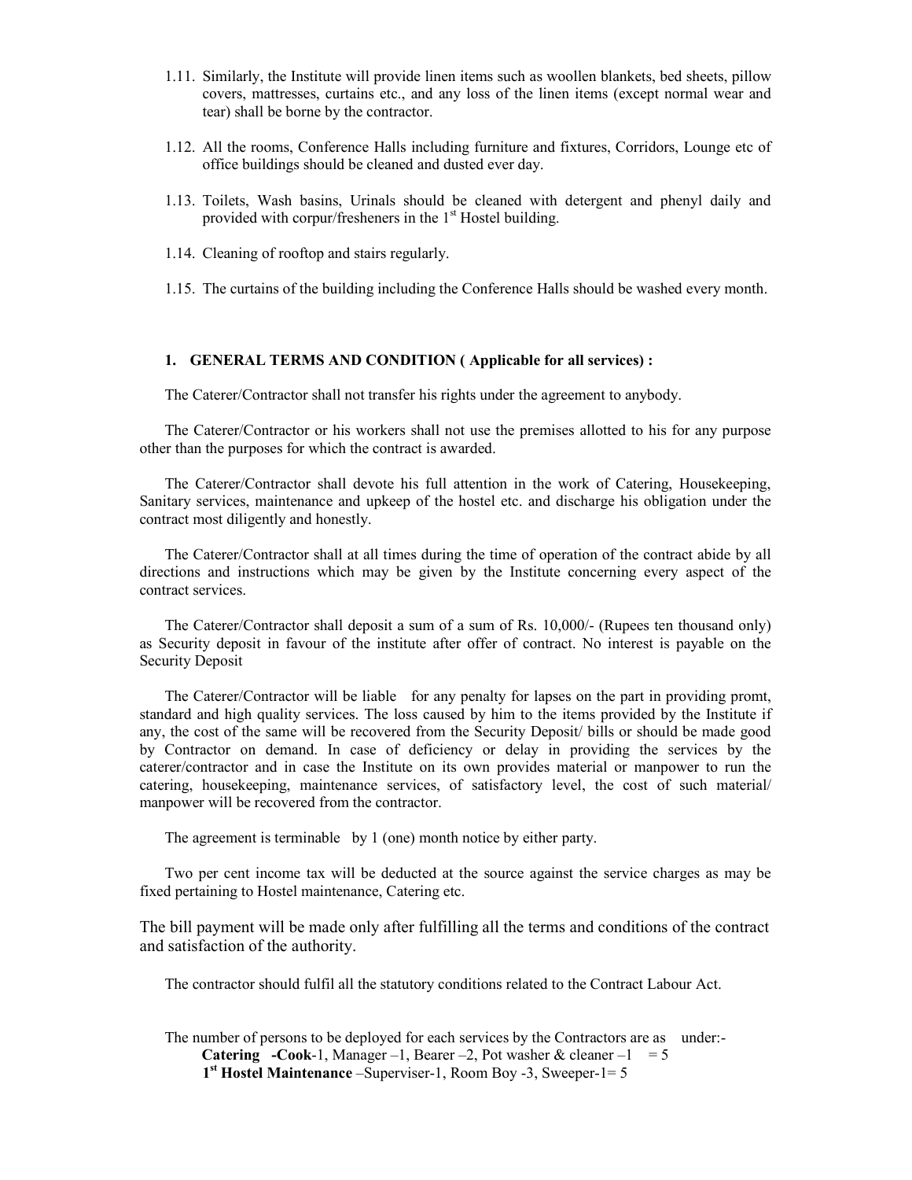1.11. Similarly, the Institute will provide linen items such as woollen blankets, bed sheets, pillow covers, mattresses, curtains etc., and any loss of the linen items (except normal wear and tear) shall be borne by the contractor.

1.12. All the rooms, Conference Halls including furniture and fixtures, Corridors, Lounge etc of office buildings should be cleaned and dusted ever day.

1.13. Toilets, Wash basins, Urinals should be cleaned with detergent and phenyl daily and provided with corpur/fresheners in the 1st Hostel building.

1.14. Cleaning of rooftop and stairs regularly.

1.15. The curtains of the building including the Conference Halls should be washed every month.

## 1. GENERAL TERMS AND CONDITION ( Applicable for all services) :

The Caterer/Contractor shall not transfer his rights under the agreement to anybody.

The Caterer/Contractor or his workers shall not use the premises allotted to his for any purpose other than the purposes for which the contract is awarded.

The Caterer/Contractor shall devote his full attention in the work of Catering, Housekeeping, Sanitary services, maintenance and upkeep of the hostel etc. and discharge his obligation under the contract most diligently and honestly.

The Caterer/Contractor shall at all times during the time of operation of the contract abide by all directions and instructions which may be given by the Institute concerning every aspect of the contract services.

The Caterer/Contractor shall deposit a sum of a sum of Rs. 10,000/- (Rupees ten thousand only) as Security deposit in favour of the institute after offer of contract. No interest is payable on the Security Deposit

The Caterer/Contractor will be liable for any penalty for lapses on the part in providing promt, standard and high quality services. The loss caused by him to the items provided by the Institute if any, the cost of the same will be recovered from the Security Deposit/ bills or should be made good by Contractor on demand. In case of deficiency or delay in providing the services by the caterer/contractor and in case the Institute on its own provides material or manpower to run the catering, housekeeping, maintenance services, of satisfactory level, the cost of such material/ manpower will be recovered from the contractor.

The agreement is terminable by 1 (one) month notice by either party.

Two per cent income tax will be deducted at the source against the service charges as may be fixed pertaining to Hostel maintenance, Catering etc.

The bill payment will be made only after fulfilling all the terms and conditions of the contract and satisfaction of the authority.

The contractor should fulfil all the statutory conditions related to the Contract Labour Act.

The number of persons to be deployed for each services by the Contractors are as under:-

**Catering -Cook**-1, Manager –1, Bearer –2, Pot washer & cleaner –1 = 5

**1st Hostel Maintenance** –Superviser-1, Room Boy -3, Sweeper-1= 5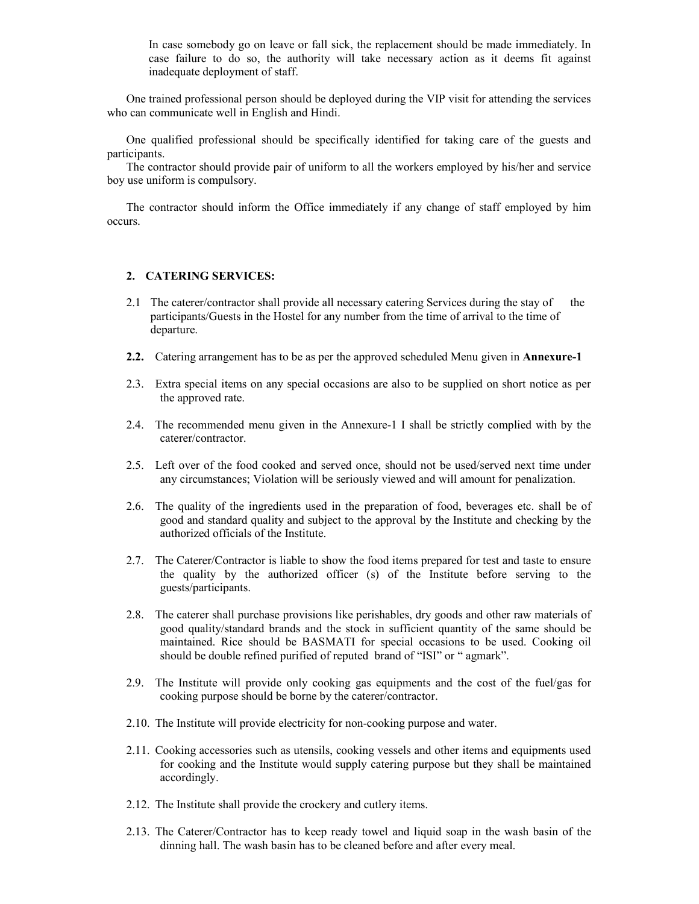In case somebody go on leave or fall sick, the replacement should be made immediately. In case failure to do so, the authority will take necessary action as it deems fit against inadequate deployment of staff.

One trained professional person should be deployed during the VIP visit for attending the services who can communicate well in English and Hindi.

One qualified professional should be specifically identified for taking care of the guests and participants.

The contractor should provide pair of uniform to all the workers employed by his/her and service boy use uniform is compulsory.

The contractor should inform the Office immediately if any change of staff employed by him occurs.

**2. CATERING SERVICES:**

2.1 The caterer/contractor shall provide all necessary catering Services during the stay of the participants/Guests in the Hostel for any number from the time of arrival to the time of departure.

**2.2.** Catering arrangement has to be as per the approved scheduled Menu given in **Annexure-1**

2.3. Extra special items on any special occasions are also to be supplied on short notice as per the approved rate.

2.4. The recommended menu given in the Annexure-1 I shall be strictly complied with by the caterer/contractor.

2.5. Left over of the food cooked and served once, should not be used/served next time under any circumstances; Violation will be seriously viewed and will amount for penalization.

2.6. The quality of the ingredients used in the preparation of food, beverages etc. shall be of good and standard quality and subject to the approval by the Institute and checking by the authorized officials of the Institute.

2.7. The Caterer/Contractor is liable to show the food items prepared for test and taste to ensure the quality by the authorized officer (s) of the Institute before serving to the guests/participants.

2.8. The caterer shall purchase provisions like perishables, dry goods and other raw materials of good quality/standard brands and the stock in sufficient quantity of the same should be maintained. Rice should be BASMATI for special occasions to be used. Cooking oil should be double refined purified of reputed brand of "ISI" or " agmark".

2.9. The Institute will provide only cooking gas equipments and the cost of the fuel/gas for cooking purpose should be borne by the caterer/contractor.

2.10. The Institute will provide electricity for non-cooking purpose and water.

2.11. Cooking accessories such as utensils, cooking vessels and other items and equipments used for cooking and the Institute would supply catering purpose but they shall be maintained accordingly.

2.12. The Institute shall provide the crockery and cutlery items.

2.13. The Caterer/Contractor has to keep ready towel and liquid soap in the wash basin of the dinning hall. The wash basin has to be cleaned before and after every meal.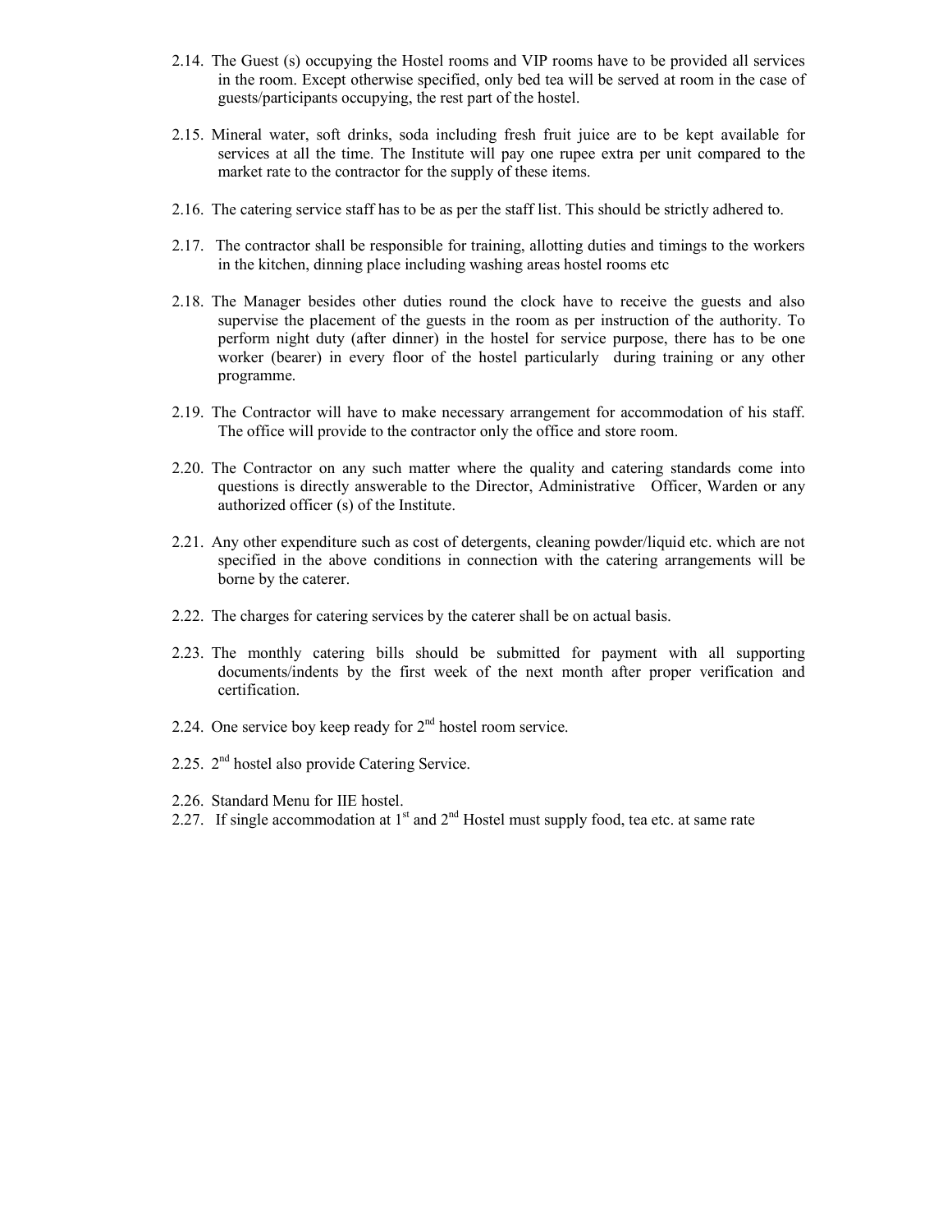2.14. The Guest (s) occupying the Hostel rooms and VIP rooms have to be provided all services in the room. Except otherwise specified, only bed tea will be served at room in the case of guests/participants occupying, the rest part of the hostel.

2.15. Mineral water, soft drinks, soda including fresh fruit juice are to be kept available for services at all the time. The Institute will pay one rupee extra per unit compared to the market rate to the contractor for the supply of these items.

2.16. The catering service staff has to be as per the staff list. This should be strictly adhered to.

2.17. The contractor shall be responsible for training, allotting duties and timings to the workers in the kitchen, dinning place including washing areas hostel rooms etc

2.18. The Manager besides other duties round the clock have to receive the guests and also supervise the placement of the guests in the room as per instruction of the authority. To perform night duty (after dinner) in the hostel for service purpose, there has to be one worker (bearer) in every floor of the hostel particularly during training or any other programme.

2.19. The Contractor will have to make necessary arrangement for accommodation of his staff. The office will provide to the contractor only the office and store room.

2.20. The Contractor on any such matter where the quality and catering standards come into questions is directly answerable to the Director, Administrative Officer, Warden or any authorized officer (s) of the Institute.

2.21. Any other expenditure such as cost of detergents, cleaning powder/liquid etc. which are not specified in the above conditions in connection with the catering arrangements will be borne by the caterer.

2.22. The charges for catering services by the caterer shall be on actual basis.

2.23. The monthly catering bills should be submitted for payment with all supporting documents/indents by the first week of the next month after proper verification and certification.

2.24. One service boy keep ready for 2nd hostel room service.

2.25. 2nd hostel also provide Catering Service.

2.26. Standard Menu for IIE hostel.

2.27. If single accommodation at 1st and 2nd Hostel must supply food, tea etc. at same rate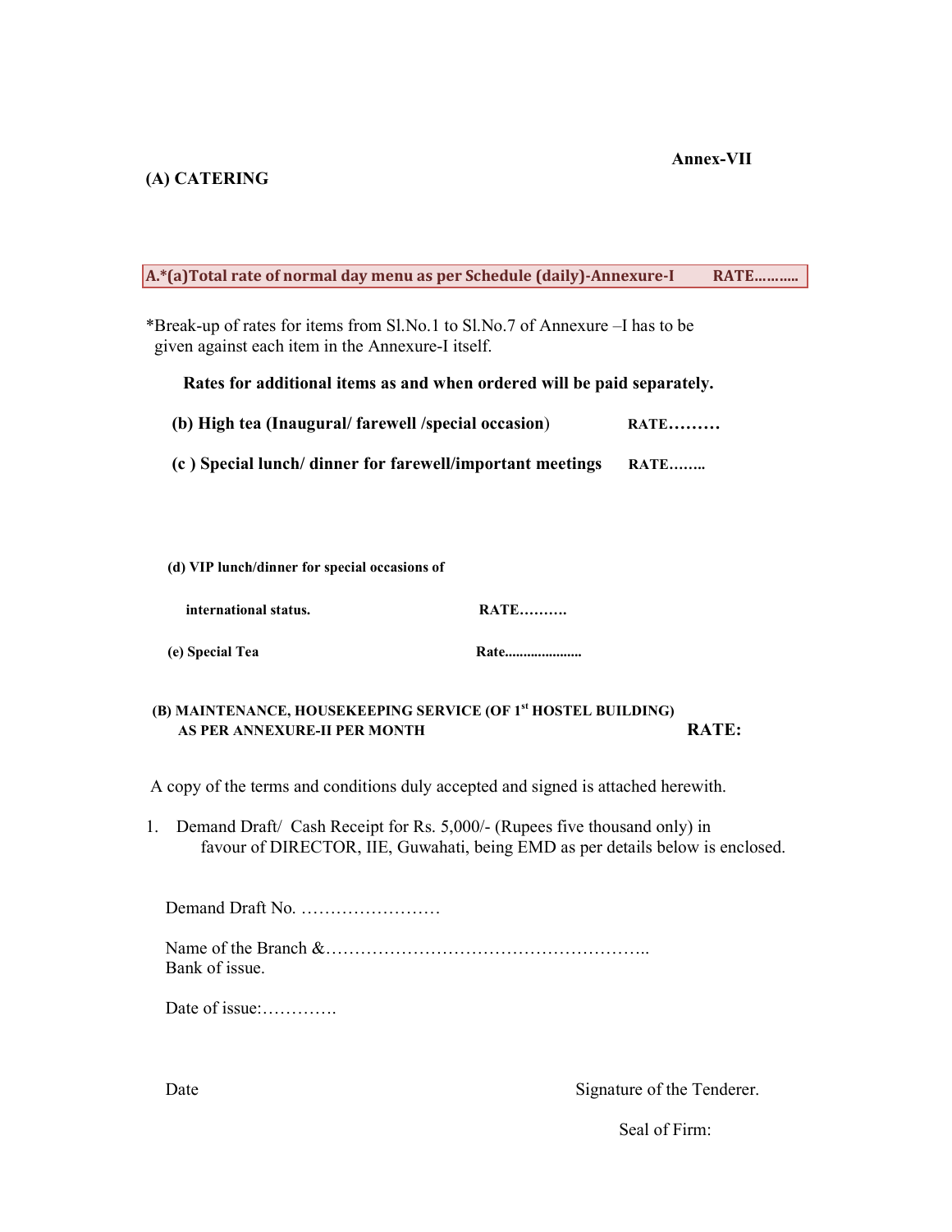**Annex-VII**

**(A) CATERING**

**A.*(a)Total rate of normal day menu as per Schedule (daily)-Annexure-I RATE……….**

*Break-up of rates for items from Sl.No.1 to Sl.No.7 of Annexure –I has to be given against each item in the Annexure-I itself.

**Rates for additional items as and when ordered will be paid separately.**

**(b) High tea (Inaugural/ farewell /special occasion)** **RATE………**

**(c ) Special lunch/ dinner for farewell/important meetings** **RATE……..**

**(d) VIP lunch/dinner for special occasions of international status.** **RATE……….**

**(e) Special Tea** **Rate....................**

**(B) MAINTENANCE, HOUSEKEEPING SERVICE (OF 1st HOSTEL BUILDING) AS PER ANNEXURE-II PER MONTH** **RATE:**

A copy of the terms and conditions duly accepted and signed is attached herewith.

1. Demand Draft/ Cash Receipt for Rs. 5,000/- (Rupees five thousand only) in favour of DIRECTOR, IIE, Guwahati, being EMD as per details below is enclosed.

Demand Draft No. ……………………

Name of the Branch &……………………………………………….. Bank of issue.

Date of issue:………….

Date

Signature of the Tenderer.

Seal of Firm: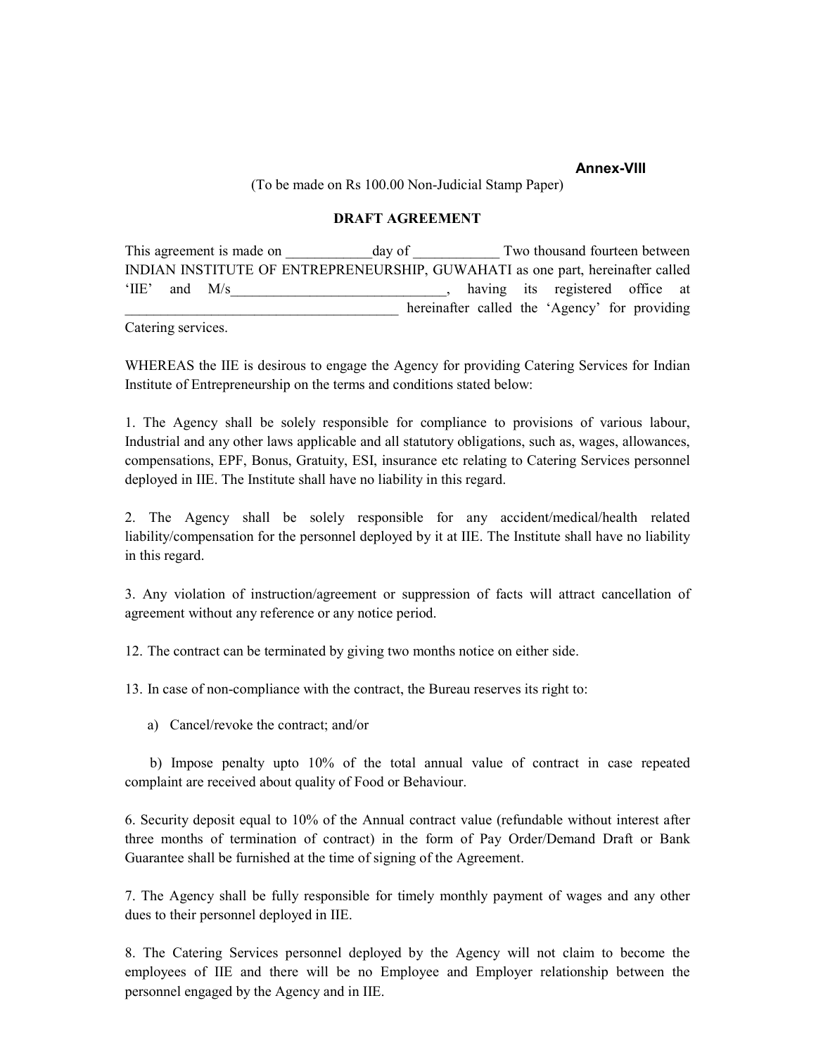**Annex-VIII**

(To be made on Rs 100.00 Non-Judicial Stamp Paper)

**DRAFT AGREEMENT**

This agreement is made on ____________day of ____________ Two thousand fourteen between INDIAN INSTITUTE OF ENTREPRENEURSHIP, GUWAHATI as one part, hereinafter called 'IIE' and M/s______________________________, having its registered office at ______________________________________ hereinafter called the 'Agency' for providing Catering services.

WHEREAS the IIE is desirous to engage the Agency for providing Catering Services for Indian Institute of Entrepreneurship on the terms and conditions stated below:

1. The Agency shall be solely responsible for compliance to provisions of various labour, Industrial and any other laws applicable and all statutory obligations, such as, wages, allowances, compensations, EPF, Bonus, Gratuity, ESI, insurance etc relating to Catering Services personnel deployed in IIE. The Institute shall have no liability in this regard.

2. The Agency shall be solely responsible for any accident/medical/health related liability/compensation for the personnel deployed by it at IIE. The Institute shall have no liability in this regard.

3. Any violation of instruction/agreement or suppression of facts will attract cancellation of agreement without any reference or any notice period.

12. The contract can be terminated by giving two months notice on either side.

13. In case of non-compliance with the contract, the Bureau reserves its right to:

   a) Cancel/revoke the contract; and/or

   b) Impose penalty upto 10% of the total annual value of contract in case repeated complaint are received about quality of Food or Behaviour.

6. Security deposit equal to 10% of the Annual contract value (refundable without interest after three months of termination of contract) in the form of Pay Order/Demand Draft or Bank Guarantee shall be furnished at the time of signing of the Agreement.

7. The Agency shall be fully responsible for timely monthly payment of wages and any other dues to their personnel deployed in IIE.

8. The Catering Services personnel deployed by the Agency will not claim to become the employees of IIE and there will be no Employee and Employer relationship between the personnel engaged by the Agency and in IIE.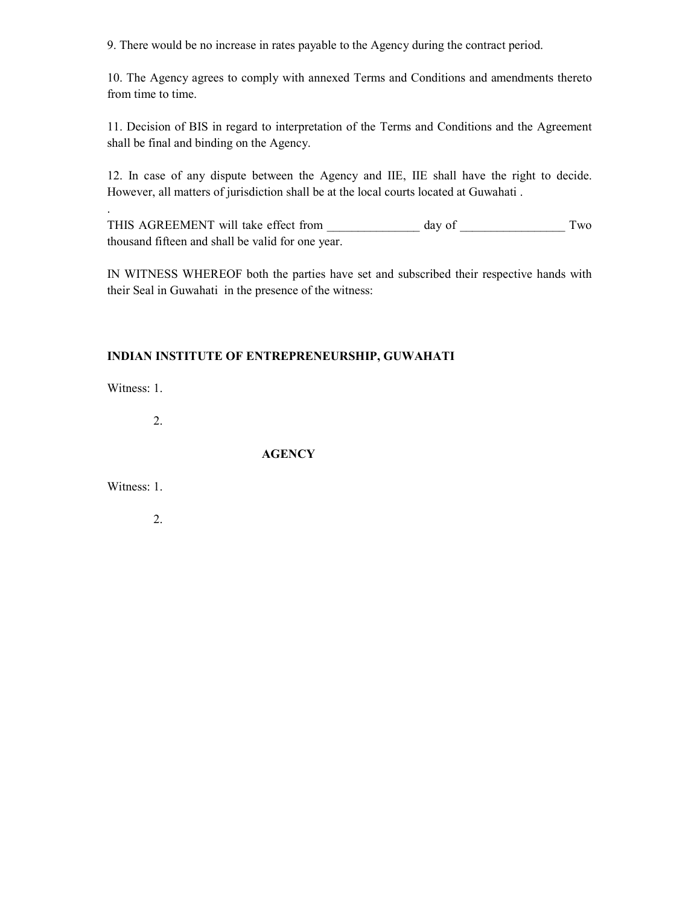9. There would be no increase in rates payable to the Agency during the contract period.

10. The Agency agrees to comply with annexed Terms and Conditions and amendments thereto from time to time.

11. Decision of BIS in regard to interpretation of the Terms and Conditions and the Agreement shall be final and binding on the Agency.

12. In case of any dispute between the Agency and IIE, IIE shall have the right to decide. However, all matters of jurisdiction shall be at the local courts located at Guwahati .

.

THIS AGREEMENT will take effect from _______________ day of _________________ Two thousand fifteen and shall be valid for one year.

IN WITNESS WHEREOF both the parties have set and subscribed their respective hands with their Seal in Guwahati in the presence of the witness:

**INDIAN INSTITUTE OF ENTREPRENEURSHIP, GUWAHATI**

Witness: 1.

2.

**AGENCY**

Witness: 1.

2.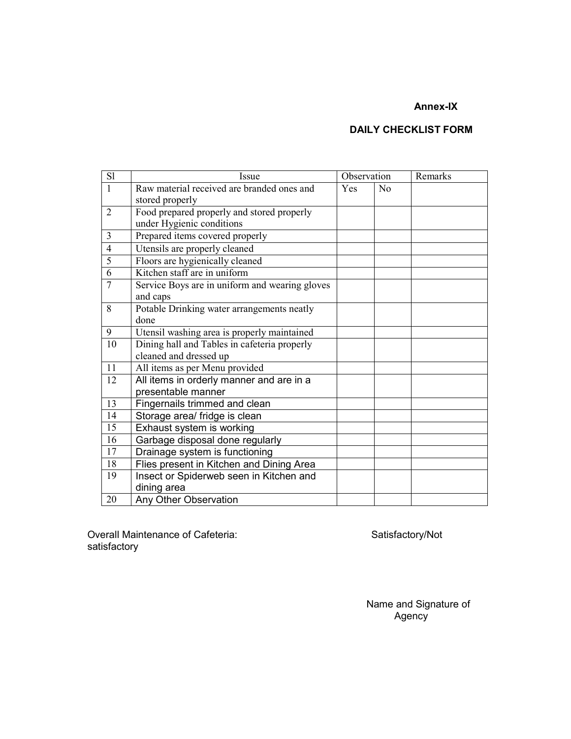**Annex-IX**

**DAILY CHECKLIST FORM**

| Sl | Issue | Observation | | Remarks |
|---|---|---|---|---|
| 1 | Raw material received are branded ones and stored properly | Yes | No | |
| 2 | Food prepared properly and stored properly under Hygienic conditions | | | |
| 3 | Prepared items covered properly | | | |
| 4 | Utensils are properly cleaned | | | |
| 5 | Floors are hygienically cleaned | | | |
| 6 | Kitchen staff are in uniform | | | |
| 7 | Service Boys are in uniform and wearing gloves and caps | | | |
| 8 | Potable Drinking water arrangements neatly done | | | |
| 9 | Utensil washing area is properly maintained | | | |
| 10 | Dining hall and Tables in cafeteria properly cleaned and dressed up | | | |
| 11 | All items as per Menu provided | | | |
| 12 | All items in orderly manner and are in a presentable manner | | | |
| 13 | Fingernails trimmed and clean | | | |
| 14 | Storage area/ fridge is clean | | | |
| 15 | Exhaust system is working | | | |
| 16 | Garbage disposal done regularly | | | |
| 17 | Drainage system is functioning | | | |
| 18 | Flies present in Kitchen and Dining Area | | | |
| 19 | Insect or Spiderweb seen in Kitchen and dining area | | | |
| 20 | Any Other Observation | | | |

Overall Maintenance of Cafeteria: Satisfactory/Not satisfactory

Name and Signature of Agency